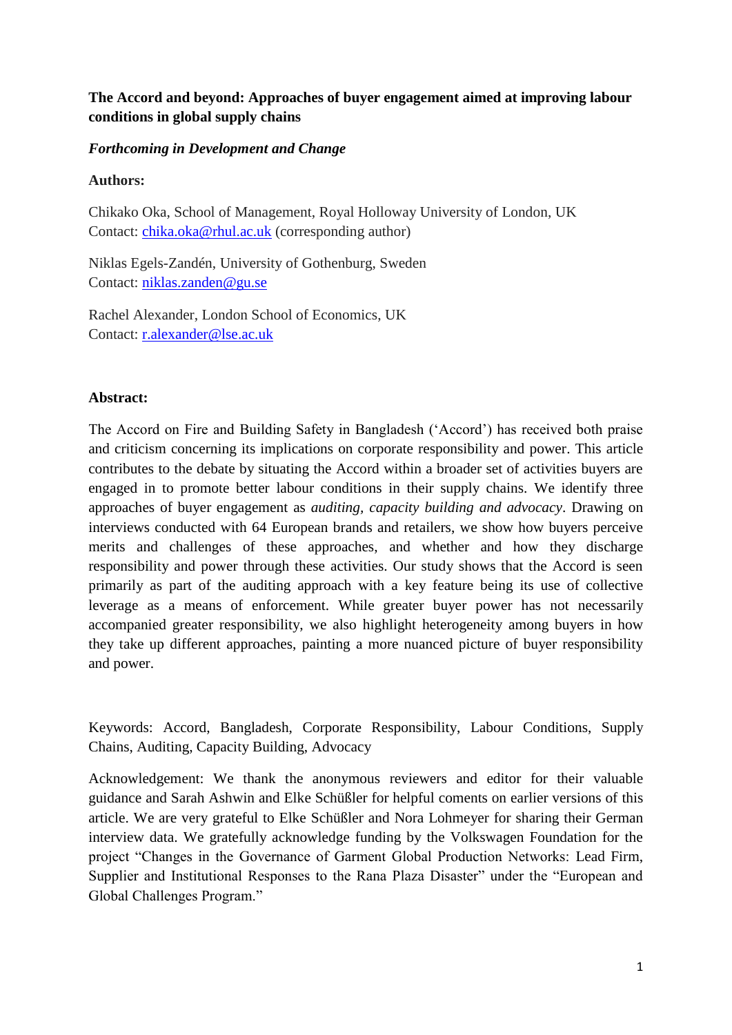**The Accord and beyond: Approaches of buyer engagement aimed at improving labour conditions in global supply chains**

***Forthcoming in Development and Change***

**Authors:**

Chikako Oka, School of Management, Royal Holloway University of London, UK
Contact: chika.oka@rhul.ac.uk (corresponding author)

Niklas Egels-Zandén, University of Gothenburg, Sweden
Contact: niklas.zanden@gu.se

Rachel Alexander, London School of Economics, UK
Contact: r.alexander@lse.ac.uk

**Abstract:**

The Accord on Fire and Building Safety in Bangladesh ('Accord') has received both praise and criticism concerning its implications on corporate responsibility and power. This article contributes to the debate by situating the Accord within a broader set of activities buyers are engaged in to promote better labour conditions in their supply chains. We identify three approaches of buyer engagement as *auditing, capacity building and advocacy*. Drawing on interviews conducted with 64 European brands and retailers, we show how buyers perceive merits and challenges of these approaches, and whether and how they discharge responsibility and power through these activities. Our study shows that the Accord is seen primarily as part of the auditing approach with a key feature being its use of collective leverage as a means of enforcement. While greater buyer power has not necessarily accompanied greater responsibility, we also highlight heterogeneity among buyers in how they take up different approaches, painting a more nuanced picture of buyer responsibility and power.

Keywords: Accord, Bangladesh, Corporate Responsibility, Labour Conditions, Supply Chains, Auditing, Capacity Building, Advocacy

Acknowledgement: We thank the anonymous reviewers and editor for their valuable guidance and Sarah Ashwin and Elke Schüßler for helpful coments on earlier versions of this article. We are very grateful to Elke Schüßler and Nora Lohmeyer for sharing their German interview data. We gratefully acknowledge funding by the Volkswagen Foundation for the project "Changes in the Governance of Garment Global Production Networks: Lead Firm, Supplier and Institutional Responses to the Rana Plaza Disaster" under the "European and Global Challenges Program."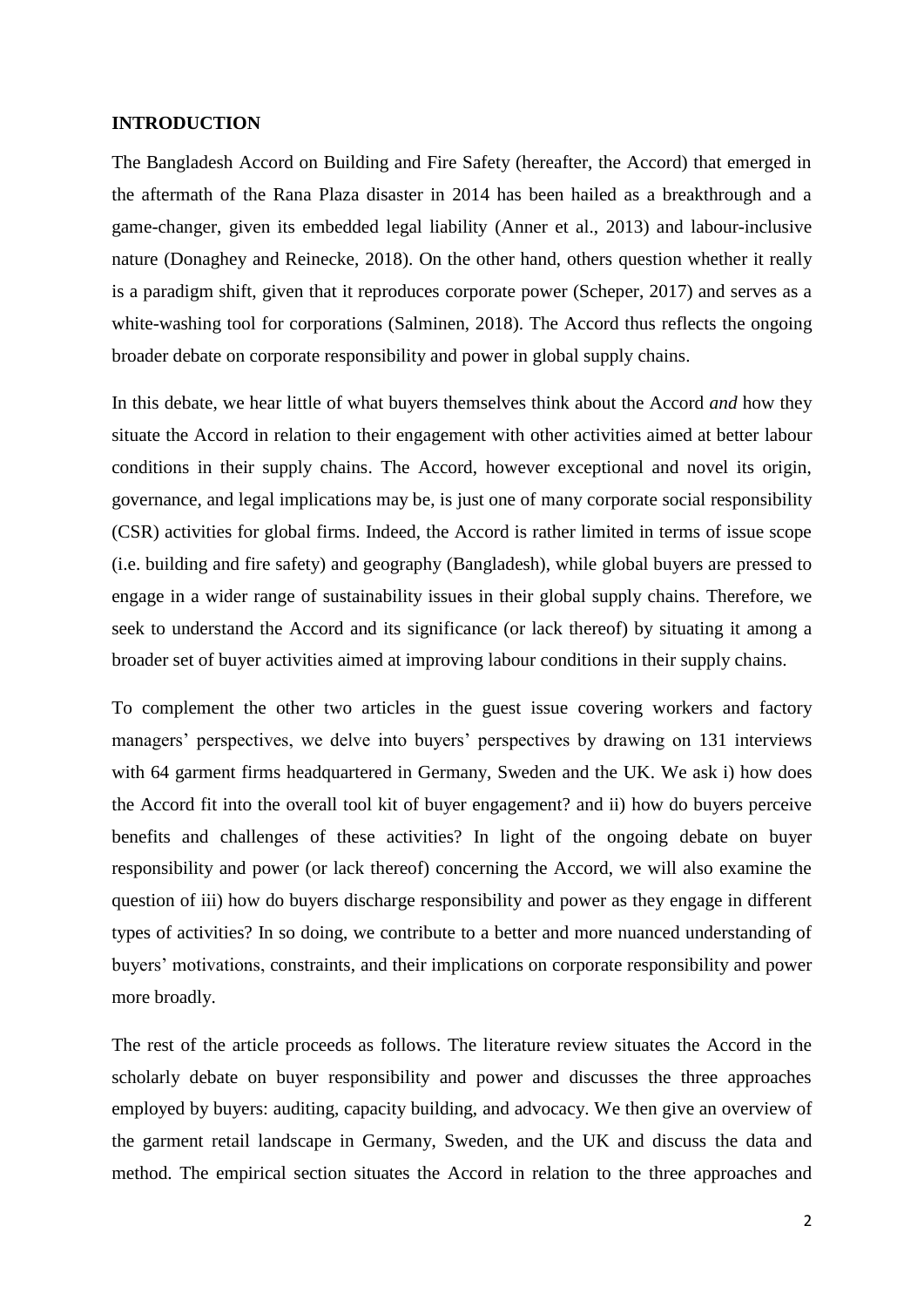## INTRODUCTION

The Bangladesh Accord on Building and Fire Safety (hereafter, the Accord) that emerged in the aftermath of the Rana Plaza disaster in 2014 has been hailed as a breakthrough and a game-changer, given its embedded legal liability (Anner et al., 2013) and labour-inclusive nature (Donaghey and Reinecke, 2018). On the other hand, others question whether it really is a paradigm shift, given that it reproduces corporate power (Scheper, 2017) and serves as a white-washing tool for corporations (Salminen, 2018). The Accord thus reflects the ongoing broader debate on corporate responsibility and power in global supply chains.

In this debate, we hear little of what buyers themselves think about the Accord *and* how they situate the Accord in relation to their engagement with other activities aimed at better labour conditions in their supply chains. The Accord, however exceptional and novel its origin, governance, and legal implications may be, is just one of many corporate social responsibility (CSR) activities for global firms. Indeed, the Accord is rather limited in terms of issue scope (i.e. building and fire safety) and geography (Bangladesh), while global buyers are pressed to engage in a wider range of sustainability issues in their global supply chains. Therefore, we seek to understand the Accord and its significance (or lack thereof) by situating it among a broader set of buyer activities aimed at improving labour conditions in their supply chains.

To complement the other two articles in the guest issue covering workers and factory managers' perspectives, we delve into buyers' perspectives by drawing on 131 interviews with 64 garment firms headquartered in Germany, Sweden and the UK. We ask i) how does the Accord fit into the overall tool kit of buyer engagement? and ii) how do buyers perceive benefits and challenges of these activities? In light of the ongoing debate on buyer responsibility and power (or lack thereof) concerning the Accord, we will also examine the question of iii) how do buyers discharge responsibility and power as they engage in different types of activities? In so doing, we contribute to a better and more nuanced understanding of buyers' motivations, constraints, and their implications on corporate responsibility and power more broadly.

The rest of the article proceeds as follows. The literature review situates the Accord in the scholarly debate on buyer responsibility and power and discusses the three approaches employed by buyers: auditing, capacity building, and advocacy. We then give an overview of the garment retail landscape in Germany, Sweden, and the UK and discuss the data and method. The empirical section situates the Accord in relation to the three approaches and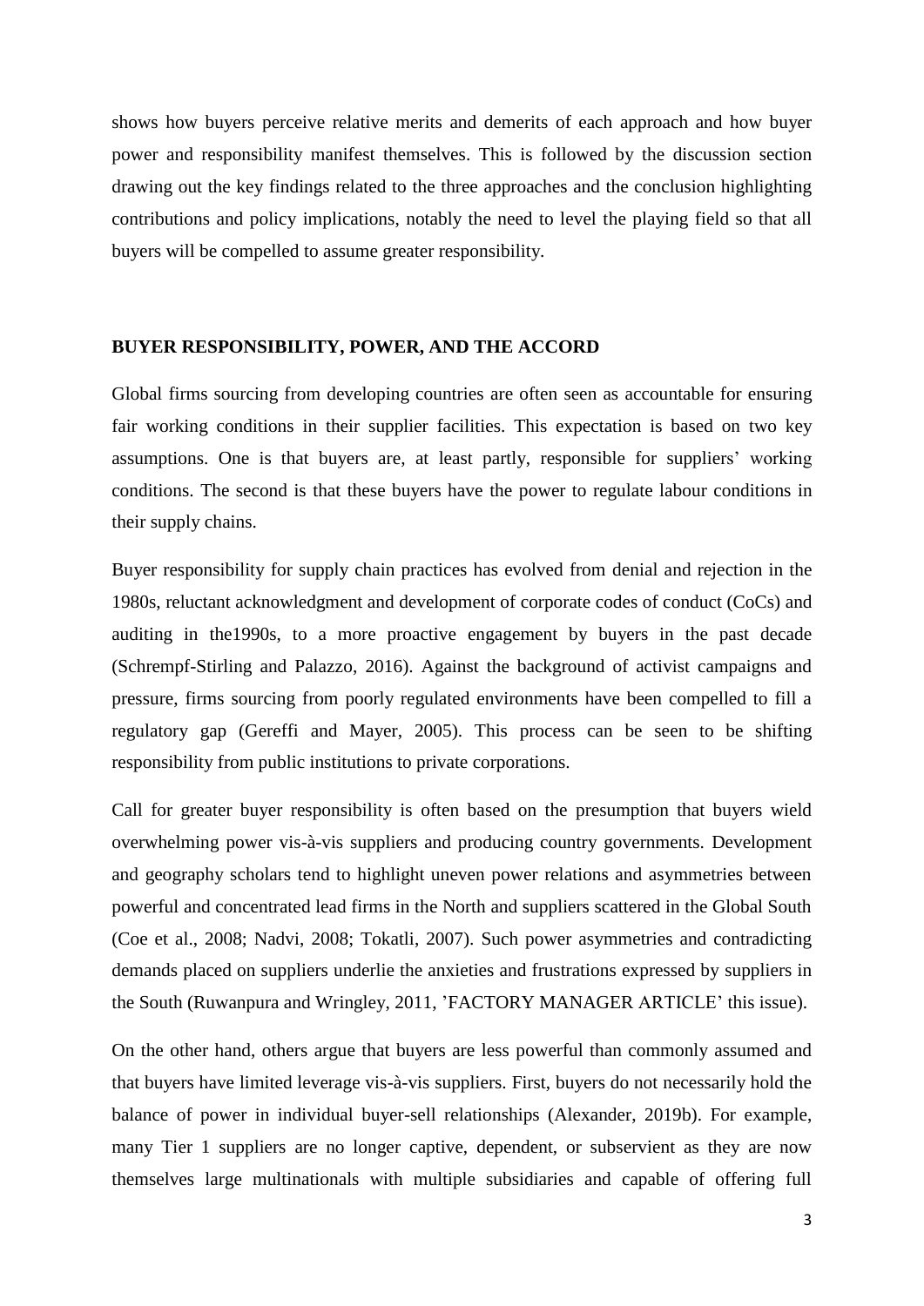shows how buyers perceive relative merits and demerits of each approach and how buyer power and responsibility manifest themselves. This is followed by the discussion section drawing out the key findings related to the three approaches and the conclusion highlighting contributions and policy implications, notably the need to level the playing field so that all buyers will be compelled to assume greater responsibility.

## BUYER RESPONSIBILITY, POWER, AND THE ACCORD

Global firms sourcing from developing countries are often seen as accountable for ensuring fair working conditions in their supplier facilities. This expectation is based on two key assumptions. One is that buyers are, at least partly, responsible for suppliers' working conditions. The second is that these buyers have the power to regulate labour conditions in their supply chains.

Buyer responsibility for supply chain practices has evolved from denial and rejection in the 1980s, reluctant acknowledgment and development of corporate codes of conduct (CoCs) and auditing in the1990s, to a more proactive engagement by buyers in the past decade (Schrempf-Stirling and Palazzo, 2016). Against the background of activist campaigns and pressure, firms sourcing from poorly regulated environments have been compelled to fill a regulatory gap (Gereffi and Mayer, 2005). This process can be seen to be shifting responsibility from public institutions to private corporations.

Call for greater buyer responsibility is often based on the presumption that buyers wield overwhelming power vis-à-vis suppliers and producing country governments. Development and geography scholars tend to highlight uneven power relations and asymmetries between powerful and concentrated lead firms in the North and suppliers scattered in the Global South (Coe et al., 2008; Nadvi, 2008; Tokatli, 2007). Such power asymmetries and contradicting demands placed on suppliers underlie the anxieties and frustrations expressed by suppliers in the South (Ruwanpura and Wringley, 2011, 'FACTORY MANAGER ARTICLE' this issue).

On the other hand, others argue that buyers are less powerful than commonly assumed and that buyers have limited leverage vis-à-vis suppliers. First, buyers do not necessarily hold the balance of power in individual buyer-sell relationships (Alexander, 2019b). For example, many Tier 1 suppliers are no longer captive, dependent, or subservient as they are now themselves large multinationals with multiple subsidiaries and capable of offering full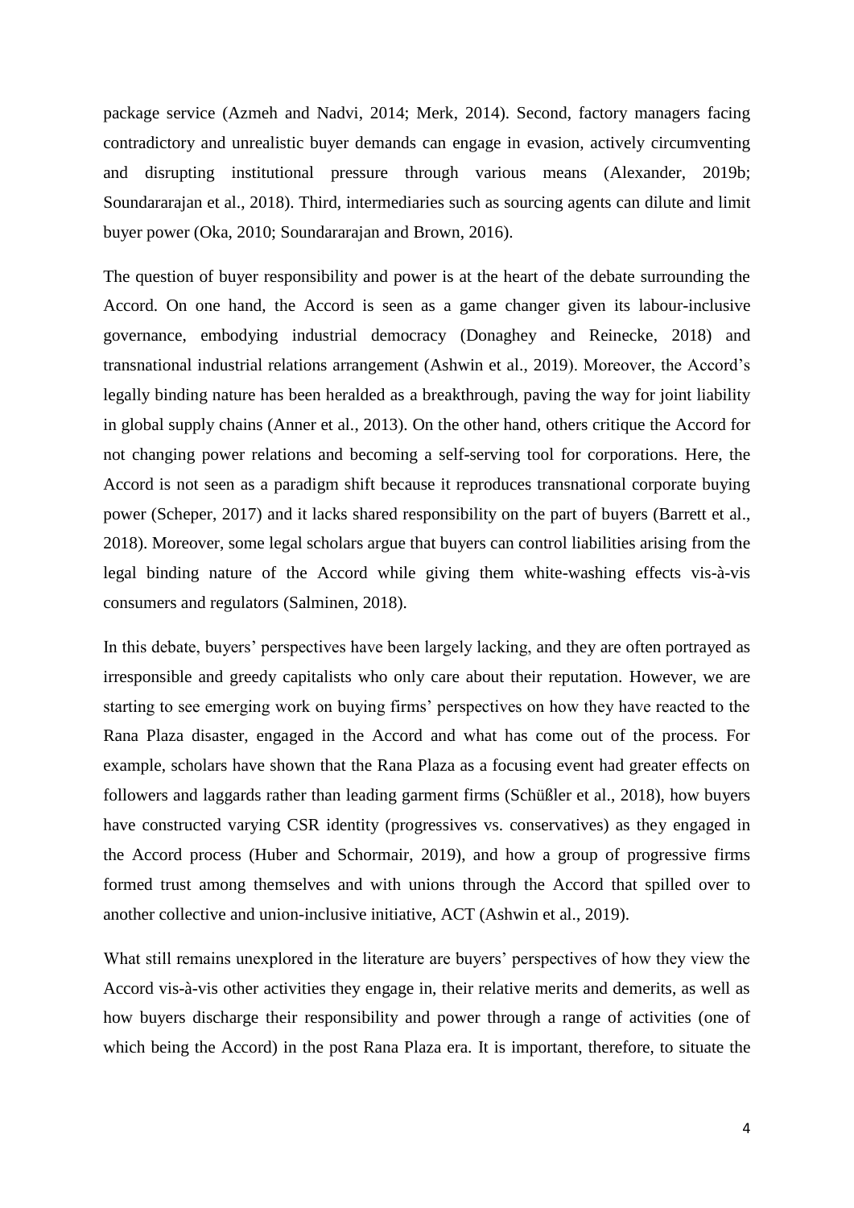package service (Azmeh and Nadvi, 2014; Merk, 2014). Second, factory managers facing contradictory and unrealistic buyer demands can engage in evasion, actively circumventing and disrupting institutional pressure through various means (Alexander, 2019b; Soundararajan et al., 2018). Third, intermediaries such as sourcing agents can dilute and limit buyer power (Oka, 2010; Soundararajan and Brown, 2016).

The question of buyer responsibility and power is at the heart of the debate surrounding the Accord. On one hand, the Accord is seen as a game changer given its labour-inclusive governance, embodying industrial democracy (Donaghey and Reinecke, 2018) and transnational industrial relations arrangement (Ashwin et al., 2019). Moreover, the Accord's legally binding nature has been heralded as a breakthrough, paving the way for joint liability in global supply chains (Anner et al., 2013). On the other hand, others critique the Accord for not changing power relations and becoming a self-serving tool for corporations. Here, the Accord is not seen as a paradigm shift because it reproduces transnational corporate buying power (Scheper, 2017) and it lacks shared responsibility on the part of buyers (Barrett et al., 2018). Moreover, some legal scholars argue that buyers can control liabilities arising from the legal binding nature of the Accord while giving them white-washing effects vis-à-vis consumers and regulators (Salminen, 2018).

In this debate, buyers' perspectives have been largely lacking, and they are often portrayed as irresponsible and greedy capitalists who only care about their reputation. However, we are starting to see emerging work on buying firms' perspectives on how they have reacted to the Rana Plaza disaster, engaged in the Accord and what has come out of the process. For example, scholars have shown that the Rana Plaza as a focusing event had greater effects on followers and laggards rather than leading garment firms (Schüßler et al., 2018), how buyers have constructed varying CSR identity (progressives vs. conservatives) as they engaged in the Accord process (Huber and Schormair, 2019), and how a group of progressive firms formed trust among themselves and with unions through the Accord that spilled over to another collective and union-inclusive initiative, ACT (Ashwin et al., 2019).

What still remains unexplored in the literature are buyers' perspectives of how they view the Accord vis-à-vis other activities they engage in, their relative merits and demerits, as well as how buyers discharge their responsibility and power through a range of activities (one of which being the Accord) in the post Rana Plaza era. It is important, therefore, to situate the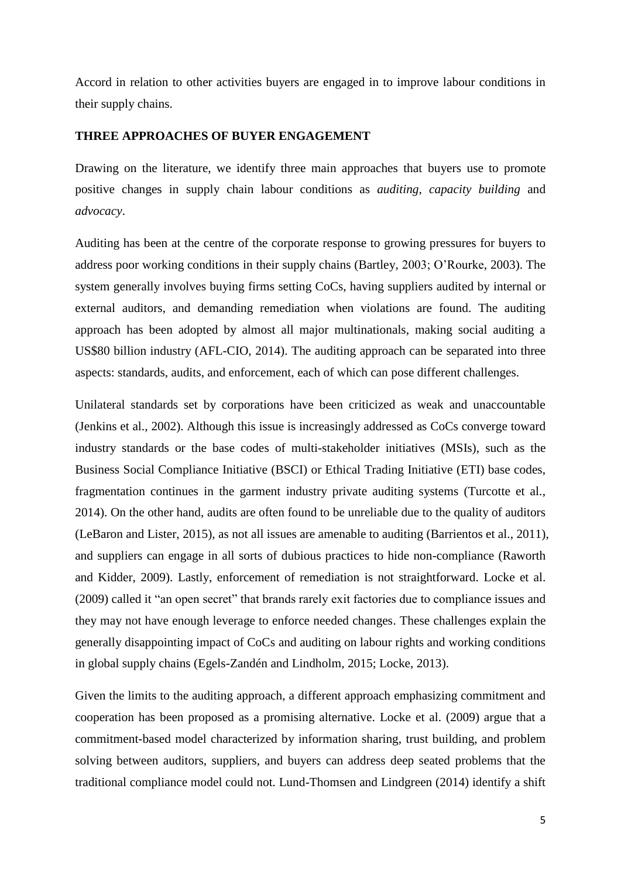Accord in relation to other activities buyers are engaged in to improve labour conditions in their supply chains.

## THREE APPROACHES OF BUYER ENGAGEMENT

Drawing on the literature, we identify three main approaches that buyers use to promote positive changes in supply chain labour conditions as *auditing*, *capacity building* and *advocacy*.

Auditing has been at the centre of the corporate response to growing pressures for buyers to address poor working conditions in their supply chains (Bartley, 2003; O'Rourke, 2003). The system generally involves buying firms setting CoCs, having suppliers audited by internal or external auditors, and demanding remediation when violations are found. The auditing approach has been adopted by almost all major multinationals, making social auditing a US$80 billion industry (AFL-CIO, 2014). The auditing approach can be separated into three aspects: standards, audits, and enforcement, each of which can pose different challenges.

Unilateral standards set by corporations have been criticized as weak and unaccountable (Jenkins et al., 2002). Although this issue is increasingly addressed as CoCs converge toward industry standards or the base codes of multi-stakeholder initiatives (MSIs), such as the Business Social Compliance Initiative (BSCI) or Ethical Trading Initiative (ETI) base codes, fragmentation continues in the garment industry private auditing systems (Turcotte et al., 2014). On the other hand, audits are often found to be unreliable due to the quality of auditors (LeBaron and Lister, 2015), as not all issues are amenable to auditing (Barrientos et al., 2011), and suppliers can engage in all sorts of dubious practices to hide non-compliance (Raworth and Kidder, 2009). Lastly, enforcement of remediation is not straightforward. Locke et al. (2009) called it "an open secret" that brands rarely exit factories due to compliance issues and they may not have enough leverage to enforce needed changes. These challenges explain the generally disappointing impact of CoCs and auditing on labour rights and working conditions in global supply chains (Egels-Zandén and Lindholm, 2015; Locke, 2013).

Given the limits to the auditing approach, a different approach emphasizing commitment and cooperation has been proposed as a promising alternative. Locke et al. (2009) argue that a commitment-based model characterized by information sharing, trust building, and problem solving between auditors, suppliers, and buyers can address deep seated problems that the traditional compliance model could not. Lund-Thomsen and Lindgreen (2014) identify a shift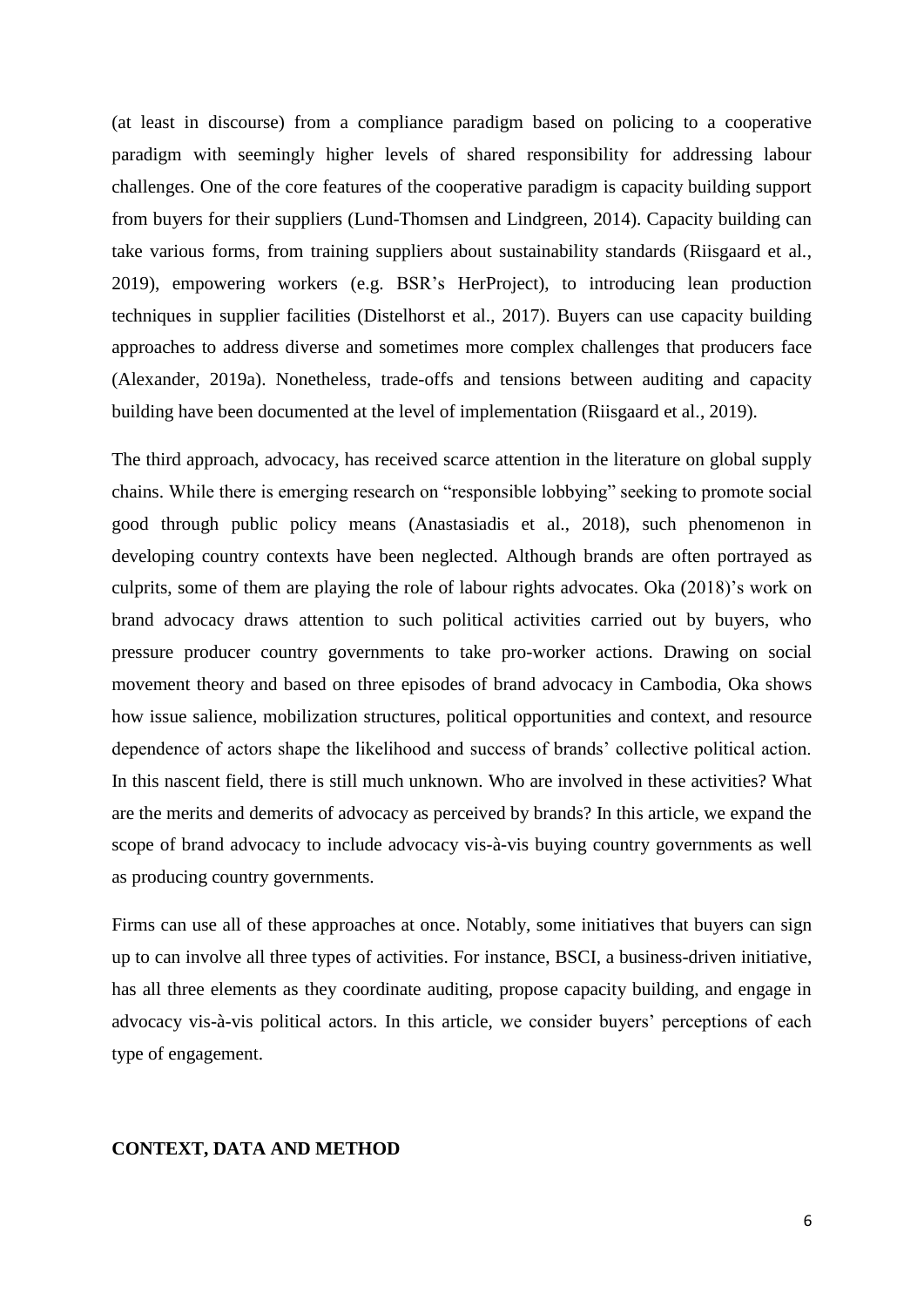(at least in discourse) from a compliance paradigm based on policing to a cooperative paradigm with seemingly higher levels of shared responsibility for addressing labour challenges. One of the core features of the cooperative paradigm is capacity building support from buyers for their suppliers (Lund-Thomsen and Lindgreen, 2014). Capacity building can take various forms, from training suppliers about sustainability standards (Riisgaard et al., 2019), empowering workers (e.g. BSR's HerProject), to introducing lean production techniques in supplier facilities (Distelhorst et al., 2017). Buyers can use capacity building approaches to address diverse and sometimes more complex challenges that producers face (Alexander, 2019a). Nonetheless, trade-offs and tensions between auditing and capacity building have been documented at the level of implementation (Riisgaard et al., 2019).

The third approach, advocacy, has received scarce attention in the literature on global supply chains. While there is emerging research on "responsible lobbying" seeking to promote social good through public policy means (Anastasiadis et al., 2018), such phenomenon in developing country contexts have been neglected. Although brands are often portrayed as culprits, some of them are playing the role of labour rights advocates. Oka (2018)'s work on brand advocacy draws attention to such political activities carried out by buyers, who pressure producer country governments to take pro-worker actions. Drawing on social movement theory and based on three episodes of brand advocacy in Cambodia, Oka shows how issue salience, mobilization structures, political opportunities and context, and resource dependence of actors shape the likelihood and success of brands' collective political action. In this nascent field, there is still much unknown. Who are involved in these activities? What are the merits and demerits of advocacy as perceived by brands? In this article, we expand the scope of brand advocacy to include advocacy vis-à-vis buying country governments as well as producing country governments.

Firms can use all of these approaches at once. Notably, some initiatives that buyers can sign up to can involve all three types of activities. For instance, BSCI, a business-driven initiative, has all three elements as they coordinate auditing, propose capacity building, and engage in advocacy vis-à-vis political actors. In this article, we consider buyers' perceptions of each type of engagement.

## CONTEXT, DATA AND METHOD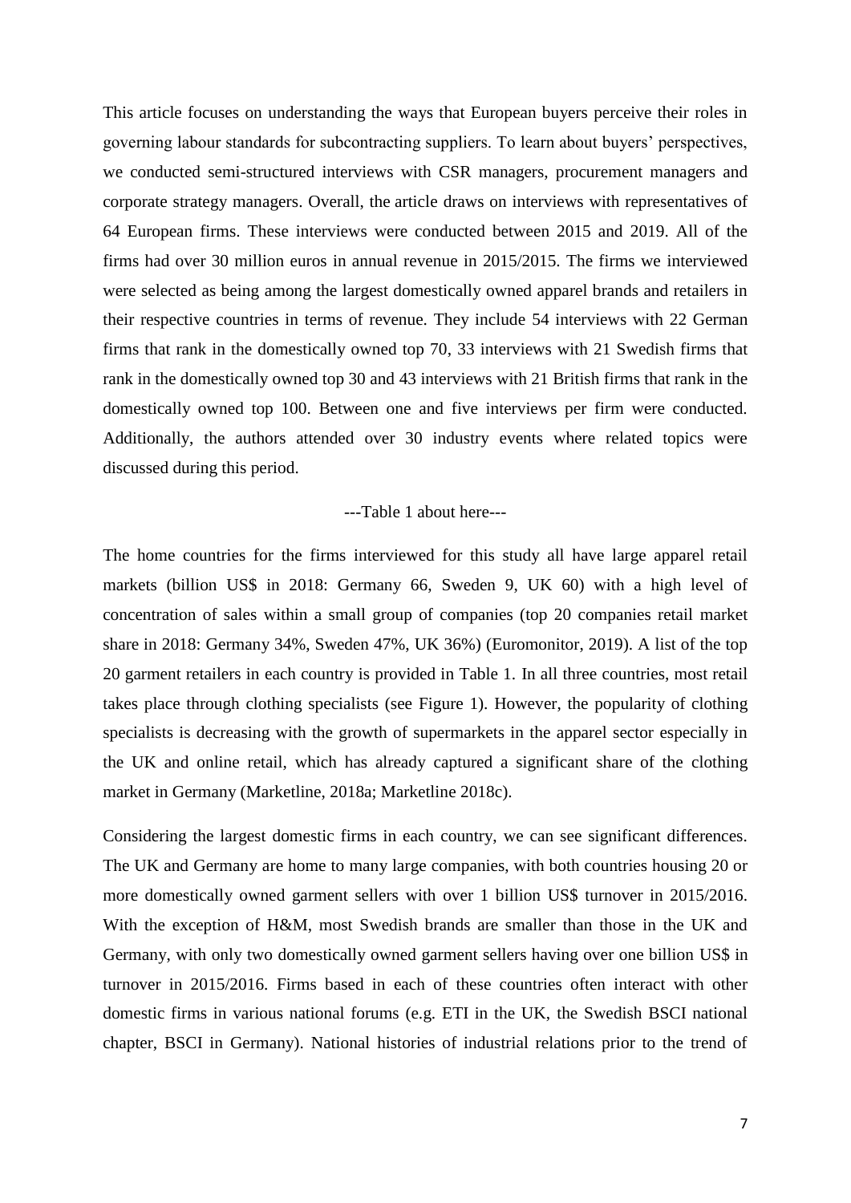This article focuses on understanding the ways that European buyers perceive their roles in governing labour standards for subcontracting suppliers. To learn about buyers' perspectives, we conducted semi-structured interviews with CSR managers, procurement managers and corporate strategy managers. Overall, the article draws on interviews with representatives of 64 European firms. These interviews were conducted between 2015 and 2019. All of the firms had over 30 million euros in annual revenue in 2015/2015. The firms we interviewed were selected as being among the largest domestically owned apparel brands and retailers in their respective countries in terms of revenue. They include 54 interviews with 22 German firms that rank in the domestically owned top 70, 33 interviews with 21 Swedish firms that rank in the domestically owned top 30 and 43 interviews with 21 British firms that rank in the domestically owned top 100. Between one and five interviews per firm were conducted. Additionally, the authors attended over 30 industry events where related topics were discussed during this period.

---Table 1 about here---

The home countries for the firms interviewed for this study all have large apparel retail markets (billion US$ in 2018: Germany 66, Sweden 9, UK 60) with a high level of concentration of sales within a small group of companies (top 20 companies retail market share in 2018: Germany 34%, Sweden 47%, UK 36%) (Euromonitor, 2019). A list of the top 20 garment retailers in each country is provided in Table 1. In all three countries, most retail takes place through clothing specialists (see Figure 1). However, the popularity of clothing specialists is decreasing with the growth of supermarkets in the apparel sector especially in the UK and online retail, which has already captured a significant share of the clothing market in Germany (Marketline, 2018a; Marketline 2018c).

Considering the largest domestic firms in each country, we can see significant differences. The UK and Germany are home to many large companies, with both countries housing 20 or more domestically owned garment sellers with over 1 billion US$ turnover in 2015/2016. With the exception of H&M, most Swedish brands are smaller than those in the UK and Germany, with only two domestically owned garment sellers having over one billion US$ in turnover in 2015/2016. Firms based in each of these countries often interact with other domestic firms in various national forums (e.g. ETI in the UK, the Swedish BSCI national chapter, BSCI in Germany). National histories of industrial relations prior to the trend of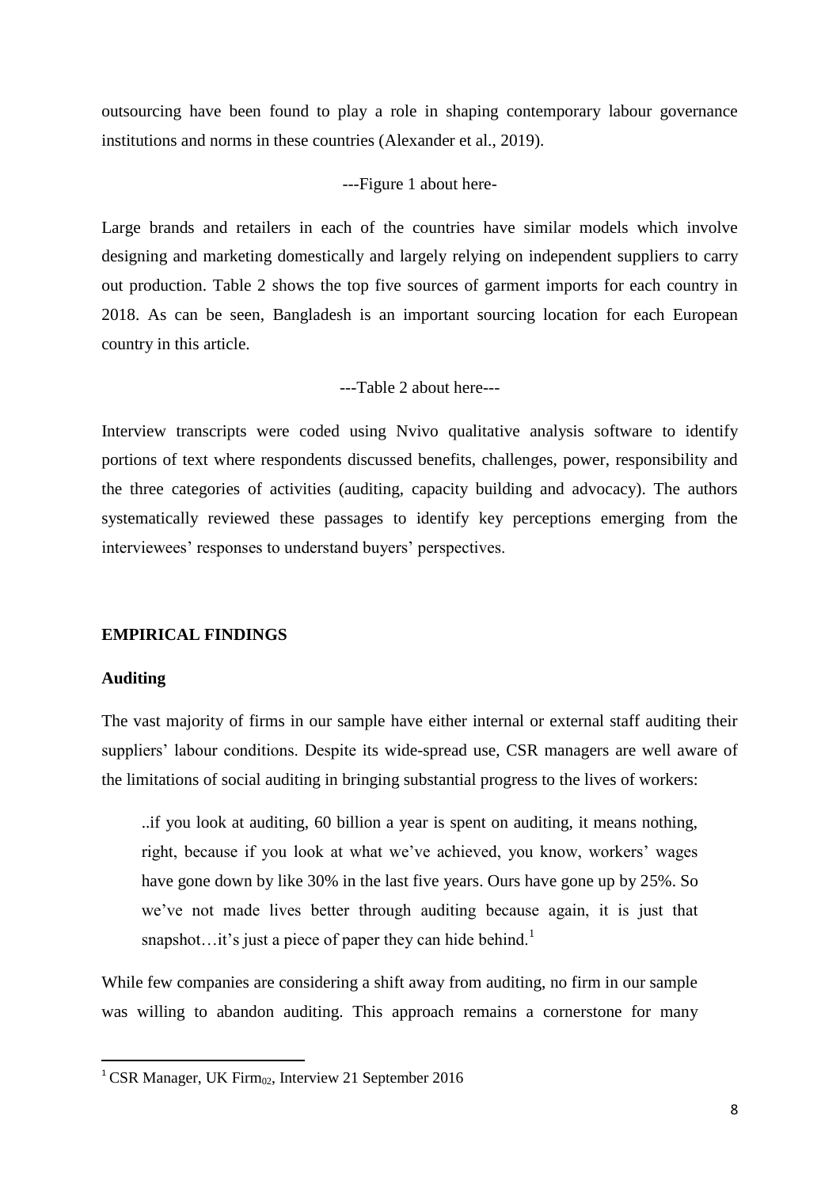outsourcing have been found to play a role in shaping contemporary labour governance institutions and norms in these countries (Alexander et al., 2019).

---Figure 1 about here-

Large brands and retailers in each of the countries have similar models which involve designing and marketing domestically and largely relying on independent suppliers to carry out production. Table 2 shows the top five sources of garment imports for each country in 2018. As can be seen, Bangladesh is an important sourcing location for each European country in this article.

---Table 2 about here---

Interview transcripts were coded using Nvivo qualitative analysis software to identify portions of text where respondents discussed benefits, challenges, power, responsibility and the three categories of activities (auditing, capacity building and advocacy). The authors systematically reviewed these passages to identify key perceptions emerging from the interviewees' responses to understand buyers' perspectives.

## EMPIRICAL FINDINGS

### Auditing

The vast majority of firms in our sample have either internal or external staff auditing their suppliers' labour conditions. Despite its wide-spread use, CSR managers are well aware of the limitations of social auditing in bringing substantial progress to the lives of workers:

> ..if you look at auditing, 60 billion a year is spent on auditing, it means nothing, right, because if you look at what we've achieved, you know, workers' wages have gone down by like 30% in the last five years. Ours have gone up by 25%. So we've not made lives better through auditing because again, it is just that snapshot…it's just a piece of paper they can hide behind.[1]

While few companies are considering a shift away from auditing, no firm in our sample was willing to abandon auditing. This approach remains a cornerstone for many

---

[1] CSR Manager, UK Firm$_{02}$, Interview 21 September 2016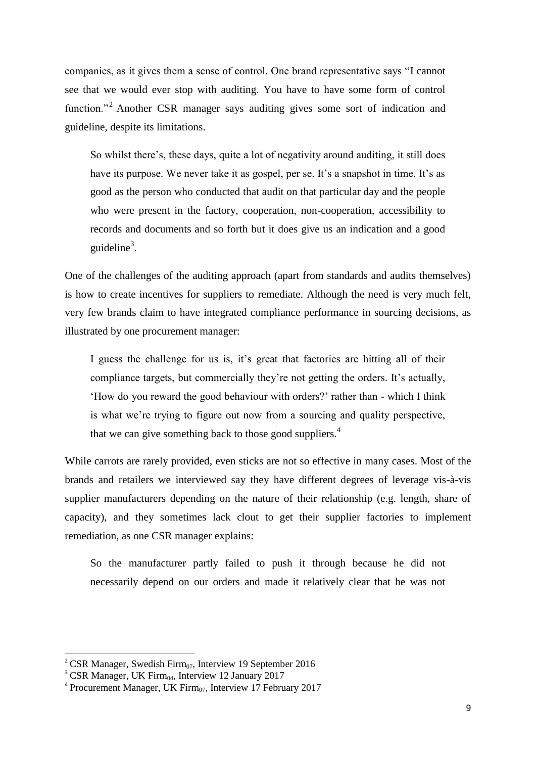companies, as it gives them a sense of control. One brand representative says "I cannot see that we would ever stop with auditing. You have to have some form of control function."[2] Another CSR manager says auditing gives some sort of indication and guideline, despite its limitations.

> So whilst there's, these days, quite a lot of negativity around auditing, it still does have its purpose. We never take it as gospel, per se. It's a snapshot in time. It's as good as the person who conducted that audit on that particular day and the people who were present in the factory, cooperation, non-cooperation, accessibility to records and documents and so forth but it does give us an indication and a good guideline[3].

One of the challenges of the auditing approach (apart from standards and audits themselves) is how to create incentives for suppliers to remediate. Although the need is very much felt, very few brands claim to have integrated compliance performance in sourcing decisions, as illustrated by one procurement manager:

> I guess the challenge for us is, it's great that factories are hitting all of their compliance targets, but commercially they're not getting the orders. It's actually, 'How do you reward the good behaviour with orders?' rather than - which I think is what we're trying to figure out now from a sourcing and quality perspective, that we can give something back to those good suppliers.[4]

While carrots are rarely provided, even sticks are not so effective in many cases. Most of the brands and retailers we interviewed say they have different degrees of leverage vis-à-vis supplier manufacturers depending on the nature of their relationship (e.g. length, share of capacity), and they sometimes lack clout to get their supplier factories to implement remediation, as one CSR manager explains:

> So the manufacturer partly failed to push it through because he did not necessarily depend on our orders and made it relatively clear that he was not

---

[2] CSR Manager, Swedish Firm$_{07}$, Interview 19 September 2016

[3] CSR Manager, UK Firm$_{04}$, Interview 12 January 2017

[4] Procurement Manager, UK Firm$_{07}$, Interview 17 February 2017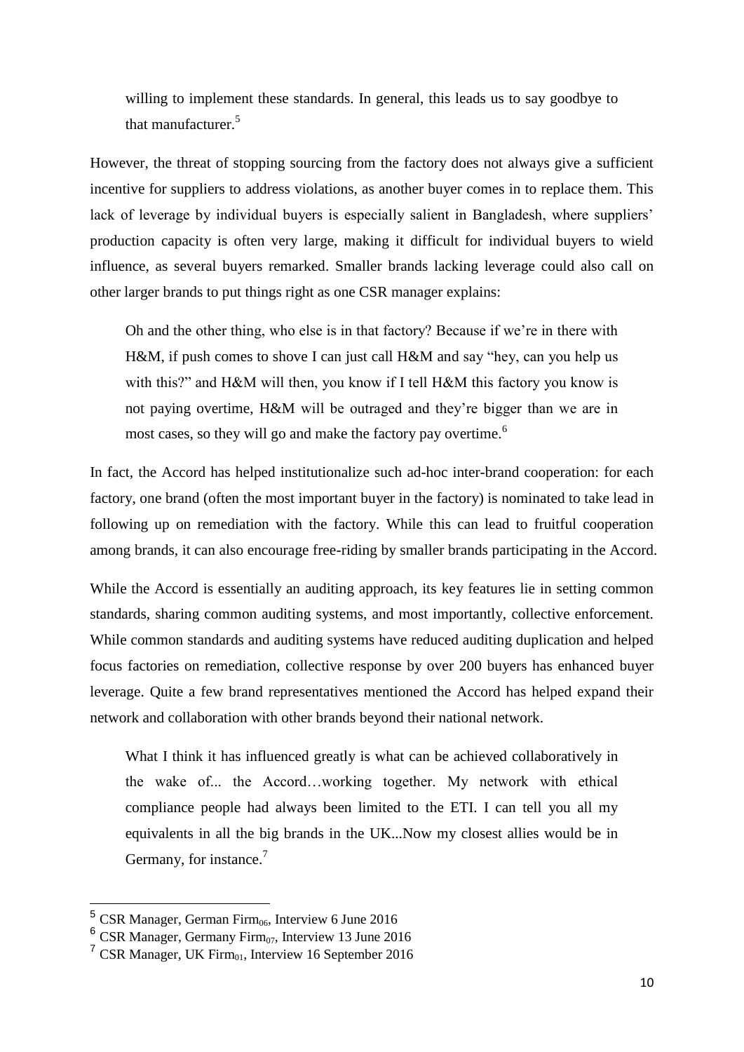willing to implement these standards. In general, this leads us to say goodbye to that manufacturer.[5]

However, the threat of stopping sourcing from the factory does not always give a sufficient incentive for suppliers to address violations, as another buyer comes in to replace them. This lack of leverage by individual buyers is especially salient in Bangladesh, where suppliers' production capacity is often very large, making it difficult for individual buyers to wield influence, as several buyers remarked. Smaller brands lacking leverage could also call on other larger brands to put things right as one CSR manager explains:

> Oh and the other thing, who else is in that factory? Because if we're in there with H&M, if push comes to shove I can just call H&M and say "hey, can you help us with this?" and H&M will then, you know if I tell H&M this factory you know is not paying overtime, H&M will be outraged and they're bigger than we are in most cases, so they will go and make the factory pay overtime.[6]

In fact, the Accord has helped institutionalize such ad-hoc inter-brand cooperation: for each factory, one brand (often the most important buyer in the factory) is nominated to take lead in following up on remediation with the factory. While this can lead to fruitful cooperation among brands, it can also encourage free-riding by smaller brands participating in the Accord.

While the Accord is essentially an auditing approach, its key features lie in setting common standards, sharing common auditing systems, and most importantly, collective enforcement. While common standards and auditing systems have reduced auditing duplication and helped focus factories on remediation, collective response by over 200 buyers has enhanced buyer leverage. Quite a few brand representatives mentioned the Accord has helped expand their network and collaboration with other brands beyond their national network.

> What I think it has influenced greatly is what can be achieved collaboratively in the wake of... the Accord…working together. My network with ethical compliance people had always been limited to the ETI. I can tell you all my equivalents in all the big brands in the UK...Now my closest allies would be in Germany, for instance.[7]

---

[5] CSR Manager, German Firm$_{06}$, Interview 6 June 2016

[6] CSR Manager, Germany Firm$_{07}$, Interview 13 June 2016

[7] CSR Manager, UK Firm$_{01}$, Interview 16 September 2016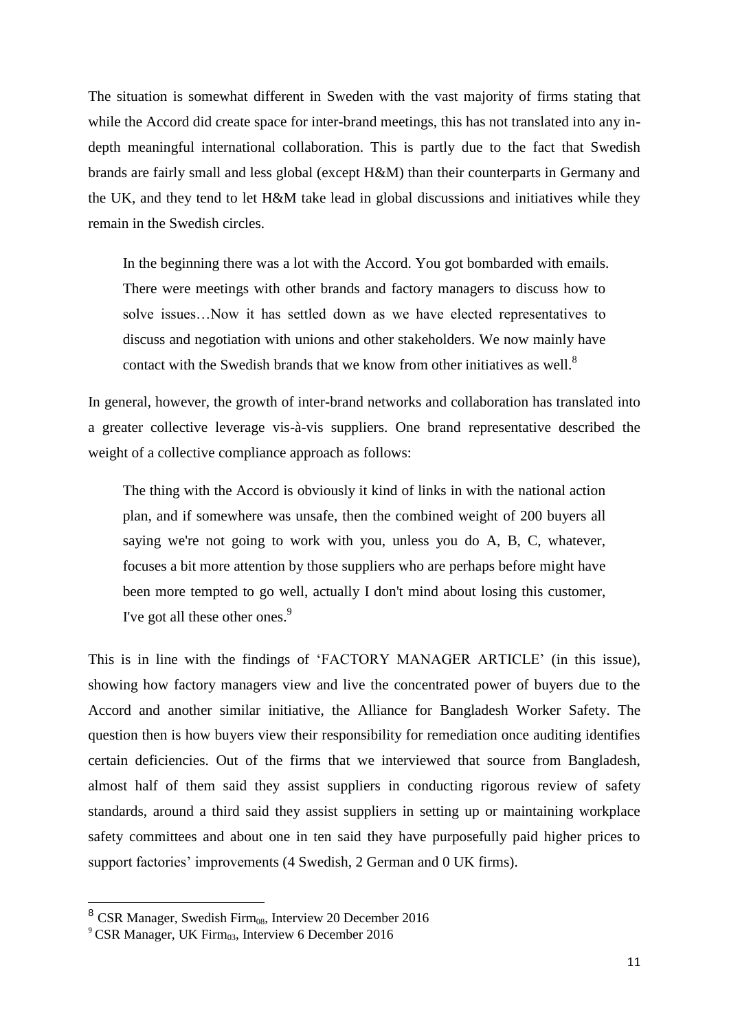The situation is somewhat different in Sweden with the vast majority of firms stating that while the Accord did create space for inter-brand meetings, this has not translated into any in-depth meaningful international collaboration. This is partly due to the fact that Swedish brands are fairly small and less global (except H&M) than their counterparts in Germany and the UK, and they tend to let H&M take lead in global discussions and initiatives while they remain in the Swedish circles.

> In the beginning there was a lot with the Accord. You got bombarded with emails. There were meetings with other brands and factory managers to discuss how to solve issues…Now it has settled down as we have elected representatives to discuss and negotiation with unions and other stakeholders. We now mainly have contact with the Swedish brands that we know from other initiatives as well.[8]

In general, however, the growth of inter-brand networks and collaboration has translated into a greater collective leverage vis-à-vis suppliers. One brand representative described the weight of a collective compliance approach as follows:

> The thing with the Accord is obviously it kind of links in with the national action plan, and if somewhere was unsafe, then the combined weight of 200 buyers all saying we're not going to work with you, unless you do A, B, C, whatever, focuses a bit more attention by those suppliers who are perhaps before might have been more tempted to go well, actually I don't mind about losing this customer, I've got all these other ones.[9]

This is in line with the findings of 'FACTORY MANAGER ARTICLE' (in this issue), showing how factory managers view and live the concentrated power of buyers due to the Accord and another similar initiative, the Alliance for Bangladesh Worker Safety. The question then is how buyers view their responsibility for remediation once auditing identifies certain deficiencies. Out of the firms that we interviewed that source from Bangladesh, almost half of them said they assist suppliers in conducting rigorous review of safety standards, around a third said they assist suppliers in setting up or maintaining workplace safety committees and about one in ten said they have purposefully paid higher prices to support factories' improvements (4 Swedish, 2 German and 0 UK firms).

---

[8] CSR Manager, Swedish Firm$_{08}$, Interview 20 December 2016

[9] CSR Manager, UK Firm$_{03}$, Interview 6 December 2016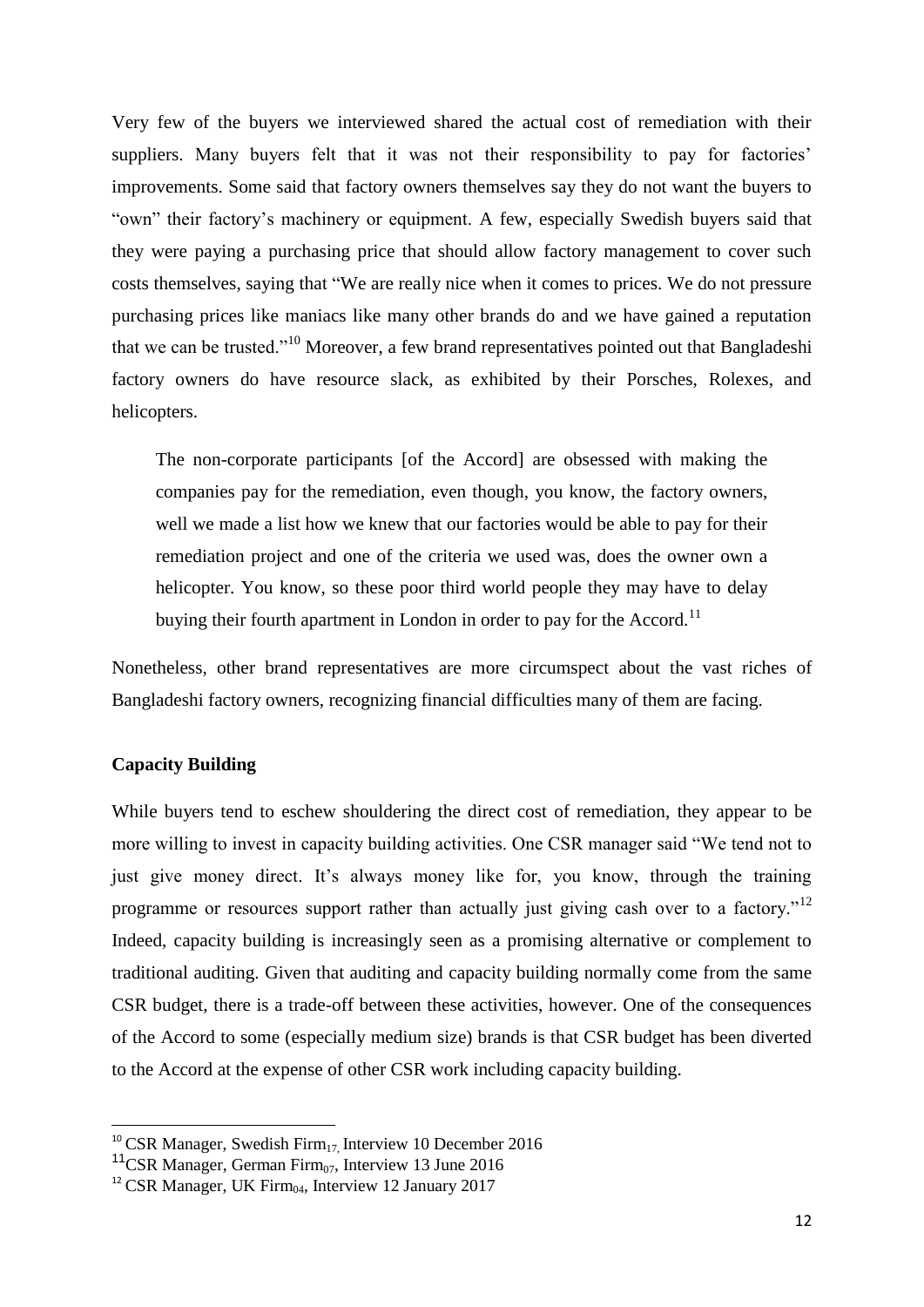Very few of the buyers we interviewed shared the actual cost of remediation with their suppliers. Many buyers felt that it was not their responsibility to pay for factories' improvements. Some said that factory owners themselves say they do not want the buyers to "own" their factory's machinery or equipment. A few, especially Swedish buyers said that they were paying a purchasing price that should allow factory management to cover such costs themselves, saying that "We are really nice when it comes to prices. We do not pressure purchasing prices like maniacs like many other brands do and we have gained a reputation that we can be trusted."[10] Moreover, a few brand representatives pointed out that Bangladeshi factory owners do have resource slack, as exhibited by their Porsches, Rolexes, and helicopters.

> The non-corporate participants [of the Accord] are obsessed with making the companies pay for the remediation, even though, you know, the factory owners, well we made a list how we knew that our factories would be able to pay for their remediation project and one of the criteria we used was, does the owner own a helicopter. You know, so these poor third world people they may have to delay buying their fourth apartment in London in order to pay for the Accord.[11]

Nonetheless, other brand representatives are more circumspect about the vast riches of Bangladeshi factory owners, recognizing financial difficulties many of them are facing.

**Capacity Building**

While buyers tend to eschew shouldering the direct cost of remediation, they appear to be more willing to invest in capacity building activities. One CSR manager said "We tend not to just give money direct. It's always money like for, you know, through the training programme or resources support rather than actually just giving cash over to a factory."[12] Indeed, capacity building is increasingly seen as a promising alternative or complement to traditional auditing. Given that auditing and capacity building normally come from the same CSR budget, there is a trade-off between these activities, however. One of the consequences of the Accord to some (especially medium size) brands is that CSR budget has been diverted to the Accord at the expense of other CSR work including capacity building.

---

[10] CSR Manager, Swedish Firm$_{17}$, Interview 10 December 2016

[11] CSR Manager, German Firm$_{07}$, Interview 13 June 2016

[12] CSR Manager, UK Firm$_{04}$, Interview 12 January 2017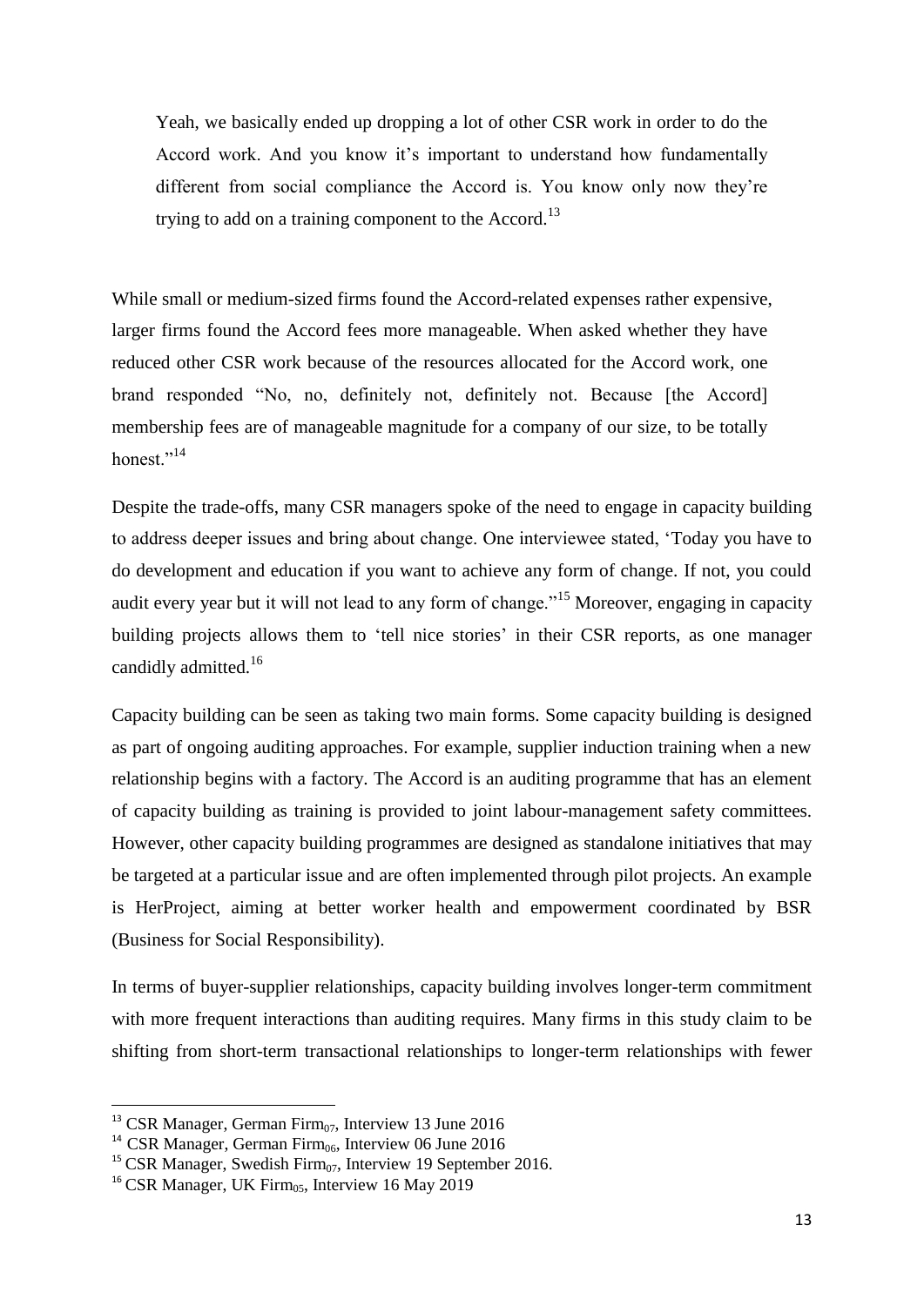> Yeah, we basically ended up dropping a lot of other CSR work in order to do the Accord work. And you know it's important to understand how fundamentally different from social compliance the Accord is. You know only now they're trying to add on a training component to the Accord.[13]

While small or medium-sized firms found the Accord-related expenses rather expensive, larger firms found the Accord fees more manageable. When asked whether they have reduced other CSR work because of the resources allocated for the Accord work, one brand responded "No, no, definitely not, definitely not. Because [the Accord] membership fees are of manageable magnitude for a company of our size, to be totally honest."[14]

Despite the trade-offs, many CSR managers spoke of the need to engage in capacity building to address deeper issues and bring about change. One interviewee stated, 'Today you have to do development and education if you want to achieve any form of change. If not, you could audit every year but it will not lead to any form of change."[15] Moreover, engaging in capacity building projects allows them to 'tell nice stories' in their CSR reports, as one manager candidly admitted.[16]

Capacity building can be seen as taking two main forms. Some capacity building is designed as part of ongoing auditing approaches. For example, supplier induction training when a new relationship begins with a factory. The Accord is an auditing programme that has an element of capacity building as training is provided to joint labour-management safety committees. However, other capacity building programmes are designed as standalone initiatives that may be targeted at a particular issue and are often implemented through pilot projects. An example is HerProject, aiming at better worker health and empowerment coordinated by BSR (Business for Social Responsibility).

In terms of buyer-supplier relationships, capacity building involves longer-term commitment with more frequent interactions than auditing requires. Many firms in this study claim to be shifting from short-term transactional relationships to longer-term relationships with fewer

---

[13] CSR Manager, German Firm$_{07}$, Interview 13 June 2016

[14] CSR Manager, German Firm$_{06}$, Interview 06 June 2016

[15] CSR Manager, Swedish Firm$_{07}$, Interview 19 September 2016.

[16] CSR Manager, UK Firm$_{05}$, Interview 16 May 2019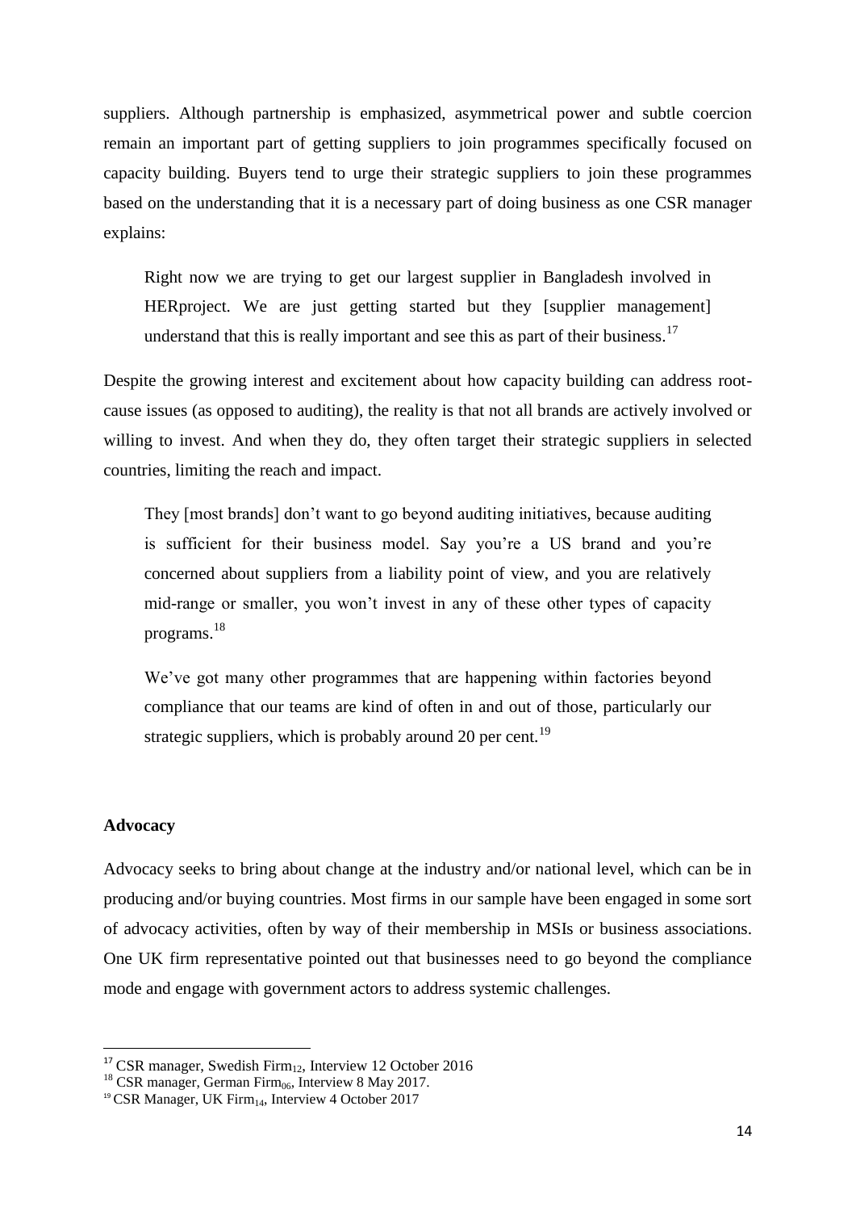suppliers. Although partnership is emphasized, asymmetrical power and subtle coercion remain an important part of getting suppliers to join programmes specifically focused on capacity building. Buyers tend to urge their strategic suppliers to join these programmes based on the understanding that it is a necessary part of doing business as one CSR manager explains:

> Right now we are trying to get our largest supplier in Bangladesh involved in HERproject. We are just getting started but they [supplier management] understand that this is really important and see this as part of their business.[17]

Despite the growing interest and excitement about how capacity building can address root-cause issues (as opposed to auditing), the reality is that not all brands are actively involved or willing to invest. And when they do, they often target their strategic suppliers in selected countries, limiting the reach and impact.

> They [most brands] don't want to go beyond auditing initiatives, because auditing is sufficient for their business model. Say you're a US brand and you're concerned about suppliers from a liability point of view, and you are relatively mid-range or smaller, you won't invest in any of these other types of capacity programs.[18]

> We've got many other programmes that are happening within factories beyond compliance that our teams are kind of often in and out of those, particularly our strategic suppliers, which is probably around 20 per cent.[19]

**Advocacy**

Advocacy seeks to bring about change at the industry and/or national level, which can be in producing and/or buying countries. Most firms in our sample have been engaged in some sort of advocacy activities, often by way of their membership in MSIs or business associations. One UK firm representative pointed out that businesses need to go beyond the compliance mode and engage with government actors to address systemic challenges.

---

[17] CSR manager, Swedish Firm$_{12}$, Interview 12 October 2016

[18] CSR manager, German Firm$_{06}$, Interview 8 May 2017.

[19] CSR Manager, UK Firm$_{14}$, Interview 4 October 2017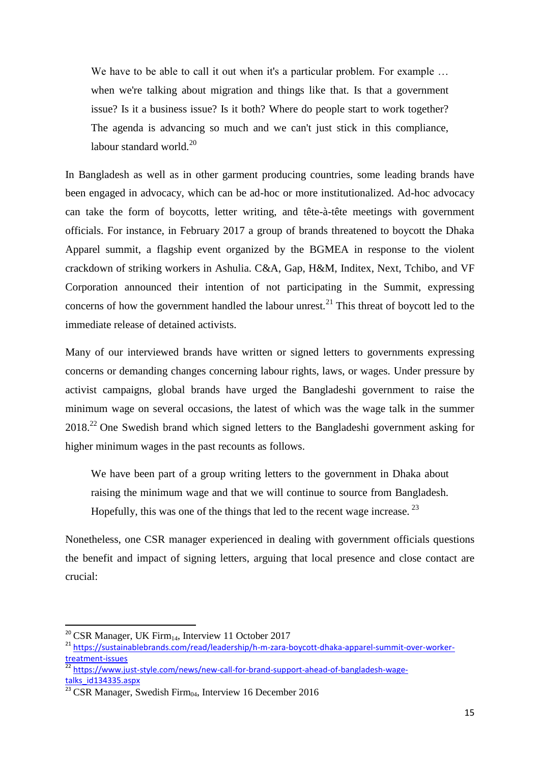> We have to be able to call it out when it's a particular problem. For example … when we're talking about migration and things like that. Is that a government issue? Is it a business issue? Is it both? Where do people start to work together? The agenda is advancing so much and we can't just stick in this compliance, labour standard world.[20]

In Bangladesh as well as in other garment producing countries, some leading brands have been engaged in advocacy, which can be ad-hoc or more institutionalized. Ad-hoc advocacy can take the form of boycotts, letter writing, and tête-à-tête meetings with government officials. For instance, in February 2017 a group of brands threatened to boycott the Dhaka Apparel summit, a flagship event organized by the BGMEA in response to the violent crackdown of striking workers in Ashulia. C&A, Gap, H&M, Inditex, Next, Tchibo, and VF Corporation announced their intention of not participating in the Summit, expressing concerns of how the government handled the labour unrest.[21] This threat of boycott led to the immediate release of detained activists.

Many of our interviewed brands have written or signed letters to governments expressing concerns or demanding changes concerning labour rights, laws, or wages. Under pressure by activist campaigns, global brands have urged the Bangladeshi government to raise the minimum wage on several occasions, the latest of which was the wage talk in the summer 2018.[22] One Swedish brand which signed letters to the Bangladeshi government asking for higher minimum wages in the past recounts as follows.

> We have been part of a group writing letters to the government in Dhaka about raising the minimum wage and that we will continue to source from Bangladesh. Hopefully, this was one of the things that led to the recent wage increase.[23]

Nonetheless, one CSR manager experienced in dealing with government officials questions the benefit and impact of signing letters, arguing that local presence and close contact are crucial:

---

[20] CSR Manager, UK Firm$_{14}$, Interview 11 October 2017

[21] https://sustainablebrands.com/read/leadership/h-m-zara-boycott-dhaka-apparel-summit-over-worker-treatment-issues

[22] https://www.just-style.com/news/new-call-for-brand-support-ahead-of-bangladesh-wage-talks_id134335.aspx

[23] CSR Manager, Swedish Firm$_{04}$, Interview 16 December 2016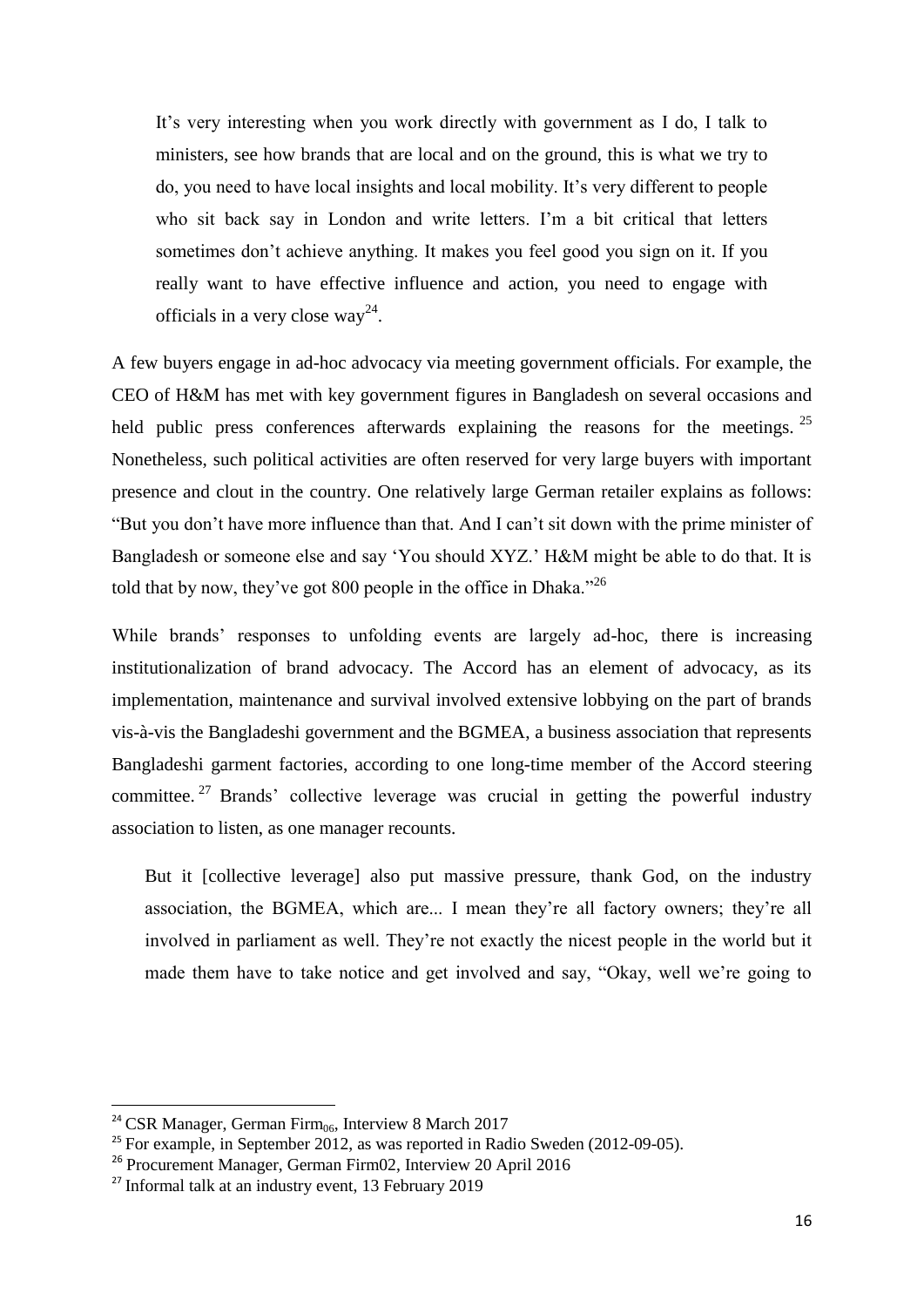> It's very interesting when you work directly with government as I do, I talk to ministers, see how brands that are local and on the ground, this is what we try to do, you need to have local insights and local mobility. It's very different to people who sit back say in London and write letters. I'm a bit critical that letters sometimes don't achieve anything. It makes you feel good you sign on it. If you really want to have effective influence and action, you need to engage with officials in a very close way[24].

A few buyers engage in ad-hoc advocacy via meeting government officials. For example, the CEO of H&M has met with key government figures in Bangladesh on several occasions and held public press conferences afterwards explaining the reasons for the meetings. [25] Nonetheless, such political activities are often reserved for very large buyers with important presence and clout in the country. One relatively large German retailer explains as follows: "But you don't have more influence than that. And I can't sit down with the prime minister of Bangladesh or someone else and say 'You should XYZ.' H&M might be able to do that. It is told that by now, they've got 800 people in the office in Dhaka."[26]

While brands' responses to unfolding events are largely ad-hoc, there is increasing institutionalization of brand advocacy. The Accord has an element of advocacy, as its implementation, maintenance and survival involved extensive lobbying on the part of brands vis-à-vis the Bangladeshi government and the BGMEA, a business association that represents Bangladeshi garment factories, according to one long-time member of the Accord steering committee. [27] Brands' collective leverage was crucial in getting the powerful industry association to listen, as one manager recounts.

> But it [collective leverage] also put massive pressure, thank God, on the industry association, the BGMEA, which are... I mean they're all factory owners; they're all involved in parliament as well. They're not exactly the nicest people in the world but it made them have to take notice and get involved and say, "Okay, well we're going to

---

[24] CSR Manager, German Firm$_{06}$, Interview 8 March 2017

[25] For example, in September 2012, as was reported in Radio Sweden (2012-09-05).

[26] Procurement Manager, German Firm02, Interview 20 April 2016

[27] Informal talk at an industry event, 13 February 2019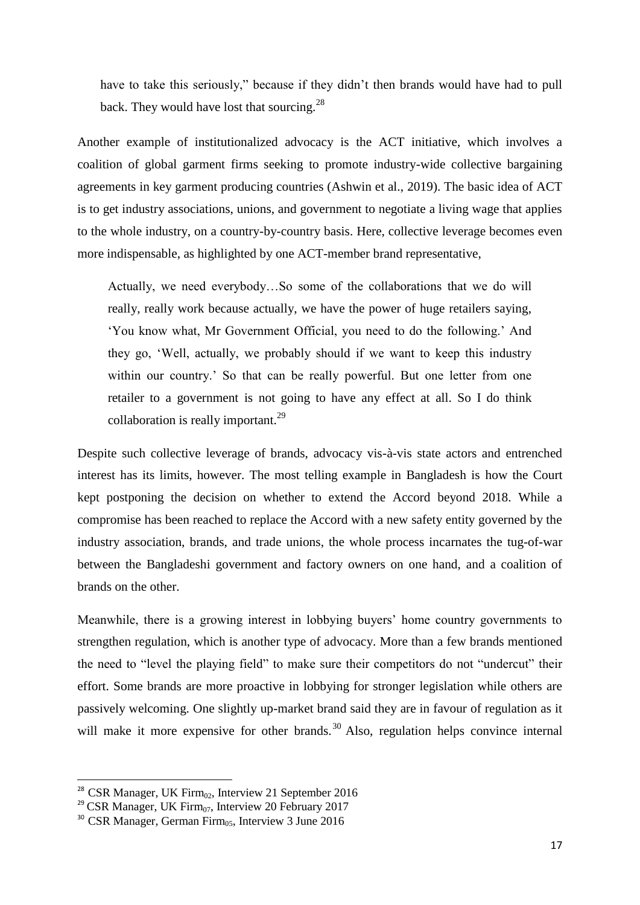have to take this seriously," because if they didn't then brands would have had to pull back. They would have lost that sourcing.[28]

Another example of institutionalized advocacy is the ACT initiative, which involves a coalition of global garment firms seeking to promote industry-wide collective bargaining agreements in key garment producing countries (Ashwin et al., 2019). The basic idea of ACT is to get industry associations, unions, and government to negotiate a living wage that applies to the whole industry, on a country-by-country basis. Here, collective leverage becomes even more indispensable, as highlighted by one ACT-member brand representative,

> Actually, we need everybody…So some of the collaborations that we do will really, really work because actually, we have the power of huge retailers saying, 'You know what, Mr Government Official, you need to do the following.' And they go, 'Well, actually, we probably should if we want to keep this industry within our country.' So that can be really powerful. But one letter from one retailer to a government is not going to have any effect at all. So I do think collaboration is really important.[29]

Despite such collective leverage of brands, advocacy vis-à-vis state actors and entrenched interest has its limits, however. The most telling example in Bangladesh is how the Court kept postponing the decision on whether to extend the Accord beyond 2018. While a compromise has been reached to replace the Accord with a new safety entity governed by the industry association, brands, and trade unions, the whole process incarnates the tug-of-war between the Bangladeshi government and factory owners on one hand, and a coalition of brands on the other.

Meanwhile, there is a growing interest in lobbying buyers' home country governments to strengthen regulation, which is another type of advocacy. More than a few brands mentioned the need to "level the playing field" to make sure their competitors do not "undercut" their effort. Some brands are more proactive in lobbying for stronger legislation while others are passively welcoming. One slightly up-market brand said they are in favour of regulation as it will make it more expensive for other brands.[30] Also, regulation helps convince internal

---

[28] CSR Manager, UK $Firm_{02}$, Interview 21 September 2016

[29] CSR Manager, UK $Firm_{07}$, Interview 20 February 2017

[30] CSR Manager, German $Firm_{05}$, Interview 3 June 2016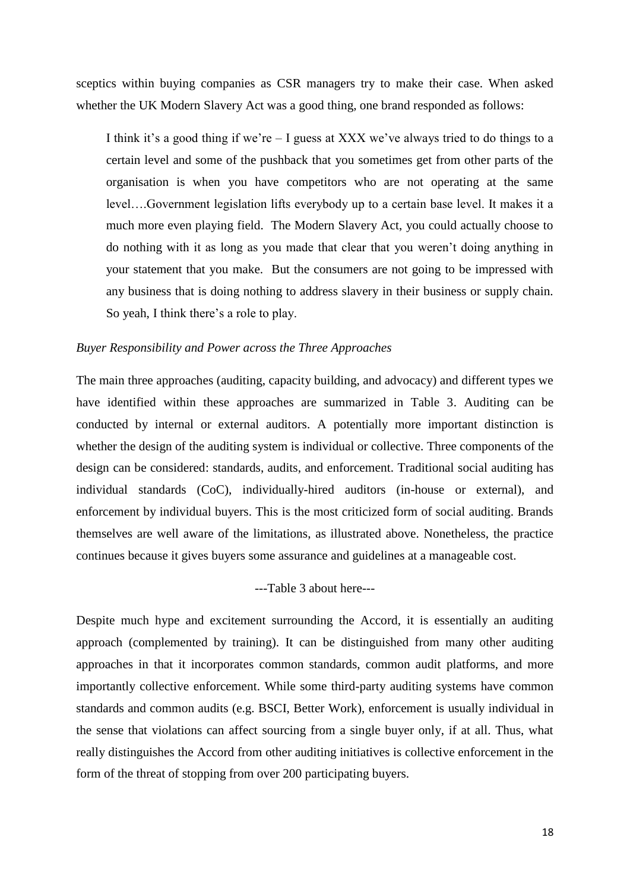sceptics within buying companies as CSR managers try to make their case. When asked whether the UK Modern Slavery Act was a good thing, one brand responded as follows:

> I think it's a good thing if we're – I guess at XXX we've always tried to do things to a certain level and some of the pushback that you sometimes get from other parts of the organisation is when you have competitors who are not operating at the same level….Government legislation lifts everybody up to a certain base level. It makes it a much more even playing field. The Modern Slavery Act, you could actually choose to do nothing with it as long as you made that clear that you weren't doing anything in your statement that you make. But the consumers are not going to be impressed with any business that is doing nothing to address slavery in their business or supply chain. So yeah, I think there's a role to play.

*Buyer Responsibility and Power across the Three Approaches*

The main three approaches (auditing, capacity building, and advocacy) and different types we have identified within these approaches are summarized in Table 3. Auditing can be conducted by internal or external auditors. A potentially more important distinction is whether the design of the auditing system is individual or collective. Three components of the design can be considered: standards, audits, and enforcement. Traditional social auditing has individual standards (CoC), individually-hired auditors (in-house or external), and enforcement by individual buyers. This is the most criticized form of social auditing. Brands themselves are well aware of the limitations, as illustrated above. Nonetheless, the practice continues because it gives buyers some assurance and guidelines at a manageable cost.

---Table 3 about here---

Despite much hype and excitement surrounding the Accord, it is essentially an auditing approach (complemented by training). It can be distinguished from many other auditing approaches in that it incorporates common standards, common audit platforms, and more importantly collective enforcement. While some third-party auditing systems have common standards and common audits (e.g. BSCI, Better Work), enforcement is usually individual in the sense that violations can affect sourcing from a single buyer only, if at all. Thus, what really distinguishes the Accord from other auditing initiatives is collective enforcement in the form of the threat of stopping from over 200 participating buyers.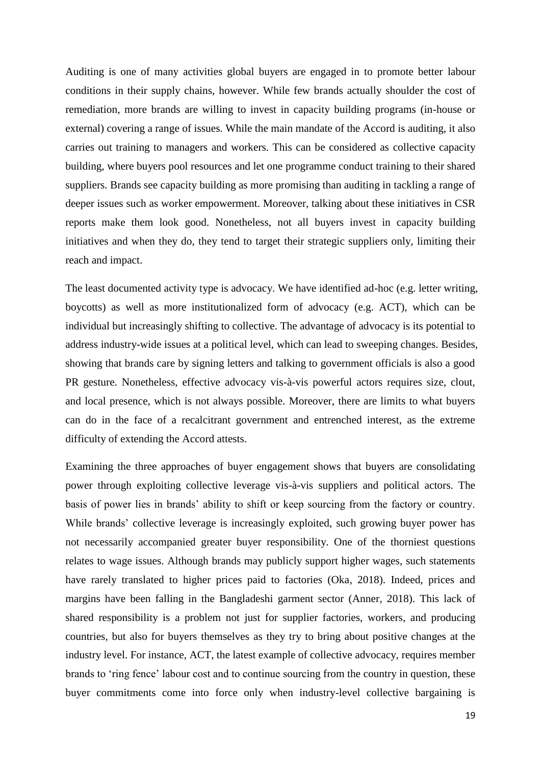Auditing is one of many activities global buyers are engaged in to promote better labour conditions in their supply chains, however. While few brands actually shoulder the cost of remediation, more brands are willing to invest in capacity building programs (in-house or external) covering a range of issues. While the main mandate of the Accord is auditing, it also carries out training to managers and workers. This can be considered as collective capacity building, where buyers pool resources and let one programme conduct training to their shared suppliers. Brands see capacity building as more promising than auditing in tackling a range of deeper issues such as worker empowerment. Moreover, talking about these initiatives in CSR reports make them look good. Nonetheless, not all buyers invest in capacity building initiatives and when they do, they tend to target their strategic suppliers only, limiting their reach and impact.

The least documented activity type is advocacy. We have identified ad-hoc (e.g. letter writing, boycotts) as well as more institutionalized form of advocacy (e.g. ACT), which can be individual but increasingly shifting to collective. The advantage of advocacy is its potential to address industry-wide issues at a political level, which can lead to sweeping changes. Besides, showing that brands care by signing letters and talking to government officials is also a good PR gesture. Nonetheless, effective advocacy vis-à-vis powerful actors requires size, clout, and local presence, which is not always possible. Moreover, there are limits to what buyers can do in the face of a recalcitrant government and entrenched interest, as the extreme difficulty of extending the Accord attests.

Examining the three approaches of buyer engagement shows that buyers are consolidating power through exploiting collective leverage vis-à-vis suppliers and political actors. The basis of power lies in brands' ability to shift or keep sourcing from the factory or country. While brands' collective leverage is increasingly exploited, such growing buyer power has not necessarily accompanied greater buyer responsibility. One of the thorniest questions relates to wage issues. Although brands may publicly support higher wages, such statements have rarely translated to higher prices paid to factories (Oka, 2018). Indeed, prices and margins have been falling in the Bangladeshi garment sector (Anner, 2018). This lack of shared responsibility is a problem not just for supplier factories, workers, and producing countries, but also for buyers themselves as they try to bring about positive changes at the industry level. For instance, ACT, the latest example of collective advocacy, requires member brands to 'ring fence' labour cost and to continue sourcing from the country in question, these buyer commitments come into force only when industry-level collective bargaining is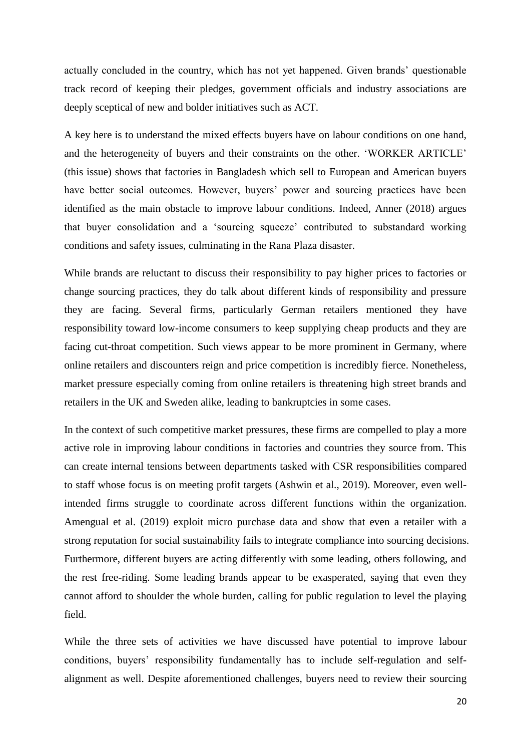actually concluded in the country, which has not yet happened. Given brands' questionable track record of keeping their pledges, government officials and industry associations are deeply sceptical of new and bolder initiatives such as ACT.

A key here is to understand the mixed effects buyers have on labour conditions on one hand, and the heterogeneity of buyers and their constraints on the other. 'WORKER ARTICLE' (this issue) shows that factories in Bangladesh which sell to European and American buyers have better social outcomes. However, buyers' power and sourcing practices have been identified as the main obstacle to improve labour conditions. Indeed, Anner (2018) argues that buyer consolidation and a 'sourcing squeeze' contributed to substandard working conditions and safety issues, culminating in the Rana Plaza disaster.

While brands are reluctant to discuss their responsibility to pay higher prices to factories or change sourcing practices, they do talk about different kinds of responsibility and pressure they are facing. Several firms, particularly German retailers mentioned they have responsibility toward low-income consumers to keep supplying cheap products and they are facing cut-throat competition. Such views appear to be more prominent in Germany, where online retailers and discounters reign and price competition is incredibly fierce. Nonetheless, market pressure especially coming from online retailers is threatening high street brands and retailers in the UK and Sweden alike, leading to bankruptcies in some cases.

In the context of such competitive market pressures, these firms are compelled to play a more active role in improving labour conditions in factories and countries they source from. This can create internal tensions between departments tasked with CSR responsibilities compared to staff whose focus is on meeting profit targets (Ashwin et al., 2019). Moreover, even well-intended firms struggle to coordinate across different functions within the organization. Amengual et al. (2019) exploit micro purchase data and show that even a retailer with a strong reputation for social sustainability fails to integrate compliance into sourcing decisions. Furthermore, different buyers are acting differently with some leading, others following, and the rest free-riding. Some leading brands appear to be exasperated, saying that even they cannot afford to shoulder the whole burden, calling for public regulation to level the playing field.

While the three sets of activities we have discussed have potential to improve labour conditions, buyers' responsibility fundamentally has to include self-regulation and self-alignment as well. Despite aforementioned challenges, buyers need to review their sourcing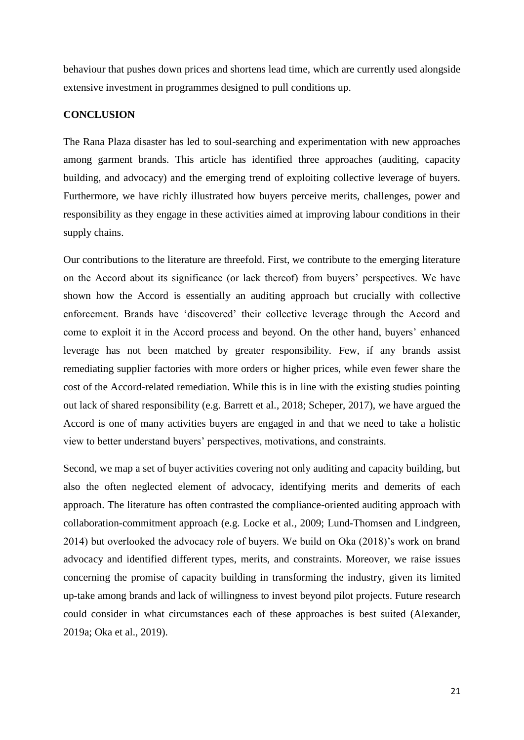behaviour that pushes down prices and shortens lead time, which are currently used alongside extensive investment in programmes designed to pull conditions up.

## CONCLUSION

The Rana Plaza disaster has led to soul-searching and experimentation with new approaches among garment brands. This article has identified three approaches (auditing, capacity building, and advocacy) and the emerging trend of exploiting collective leverage of buyers. Furthermore, we have richly illustrated how buyers perceive merits, challenges, power and responsibility as they engage in these activities aimed at improving labour conditions in their supply chains.

Our contributions to the literature are threefold. First, we contribute to the emerging literature on the Accord about its significance (or lack thereof) from buyers' perspectives. We have shown how the Accord is essentially an auditing approach but crucially with collective enforcement. Brands have 'discovered' their collective leverage through the Accord and come to exploit it in the Accord process and beyond. On the other hand, buyers' enhanced leverage has not been matched by greater responsibility. Few, if any brands assist remediating supplier factories with more orders or higher prices, while even fewer share the cost of the Accord-related remediation. While this is in line with the existing studies pointing out lack of shared responsibility (e.g. Barrett et al., 2018; Scheper, 2017), we have argued the Accord is one of many activities buyers are engaged in and that we need to take a holistic view to better understand buyers' perspectives, motivations, and constraints.

Second, we map a set of buyer activities covering not only auditing and capacity building, but also the often neglected element of advocacy, identifying merits and demerits of each approach. The literature has often contrasted the compliance-oriented auditing approach with collaboration-commitment approach (e.g. Locke et al., 2009; Lund-Thomsen and Lindgreen, 2014) but overlooked the advocacy role of buyers. We build on Oka (2018)'s work on brand advocacy and identified different types, merits, and constraints. Moreover, we raise issues concerning the promise of capacity building in transforming the industry, given its limited up-take among brands and lack of willingness to invest beyond pilot projects. Future research could consider in what circumstances each of these approaches is best suited (Alexander, 2019a; Oka et al., 2019).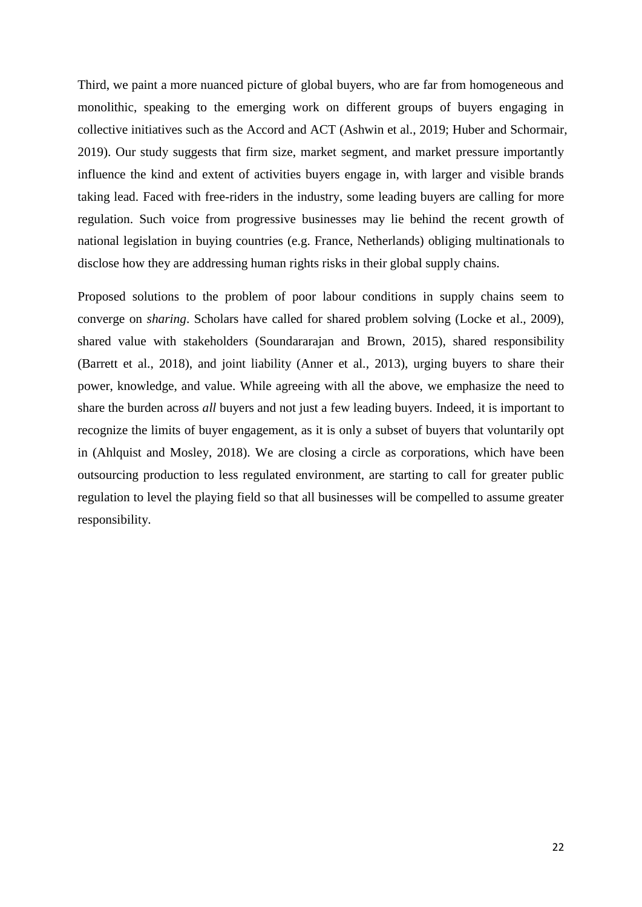Third, we paint a more nuanced picture of global buyers, who are far from homogeneous and monolithic, speaking to the emerging work on different groups of buyers engaging in collective initiatives such as the Accord and ACT (Ashwin et al., 2019; Huber and Schormair, 2019). Our study suggests that firm size, market segment, and market pressure importantly influence the kind and extent of activities buyers engage in, with larger and visible brands taking lead. Faced with free-riders in the industry, some leading buyers are calling for more regulation. Such voice from progressive businesses may lie behind the recent growth of national legislation in buying countries (e.g. France, Netherlands) obliging multinationals to disclose how they are addressing human rights risks in their global supply chains.

Proposed solutions to the problem of poor labour conditions in supply chains seem to converge on *sharing*. Scholars have called for shared problem solving (Locke et al., 2009), shared value with stakeholders (Soundararajan and Brown, 2015), shared responsibility (Barrett et al., 2018), and joint liability (Anner et al., 2013), urging buyers to share their power, knowledge, and value. While agreeing with all the above, we emphasize the need to share the burden across *all* buyers and not just a few leading buyers. Indeed, it is important to recognize the limits of buyer engagement, as it is only a subset of buyers that voluntarily opt in (Ahlquist and Mosley, 2018). We are closing a circle as corporations, which have been outsourcing production to less regulated environment, are starting to call for greater public regulation to level the playing field so that all businesses will be compelled to assume greater responsibility.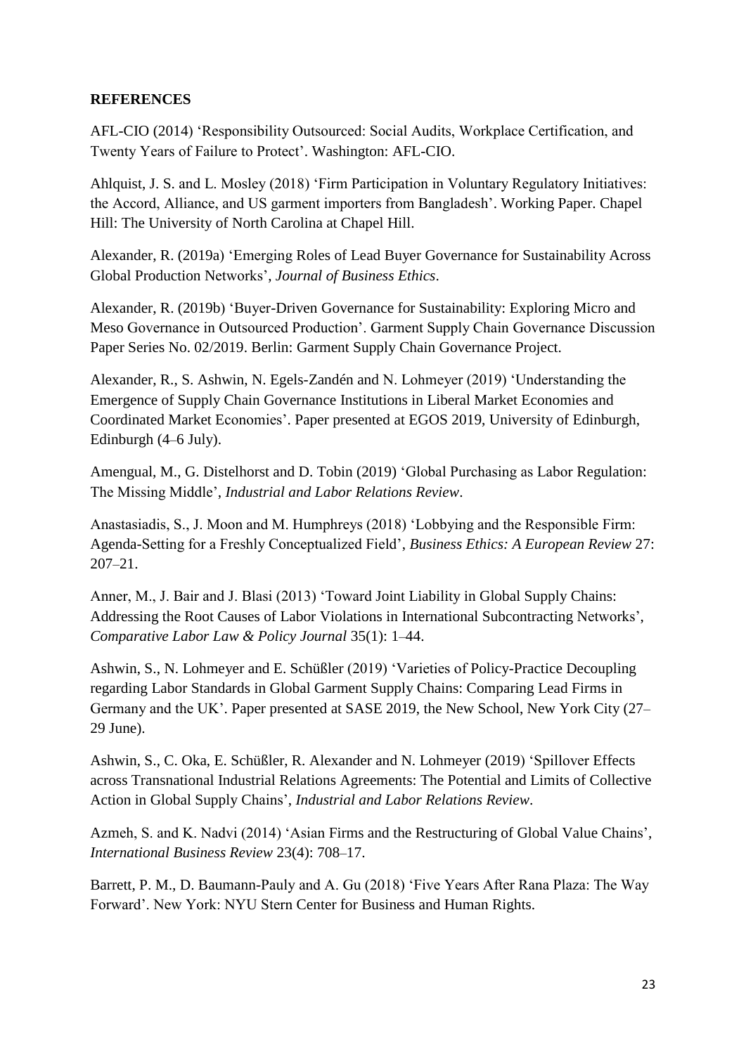**REFERENCES**

AFL-CIO (2014) 'Responsibility Outsourced: Social Audits, Workplace Certification, and Twenty Years of Failure to Protect'. Washington: AFL-CIO.

Ahlquist, J. S. and L. Mosley (2018) 'Firm Participation in Voluntary Regulatory Initiatives: the Accord, Alliance, and US garment importers from Bangladesh'. Working Paper. Chapel Hill: The University of North Carolina at Chapel Hill.

Alexander, R. (2019a) 'Emerging Roles of Lead Buyer Governance for Sustainability Across Global Production Networks', *Journal of Business Ethics*.

Alexander, R. (2019b) 'Buyer-Driven Governance for Sustainability: Exploring Micro and Meso Governance in Outsourced Production'. Garment Supply Chain Governance Discussion Paper Series No. 02/2019. Berlin: Garment Supply Chain Governance Project.

Alexander, R., S. Ashwin, N. Egels-Zandén and N. Lohmeyer (2019) 'Understanding the Emergence of Supply Chain Governance Institutions in Liberal Market Economies and Coordinated Market Economies'. Paper presented at EGOS 2019, University of Edinburgh, Edinburgh (4–6 July).

Amengual, M., G. Distelhorst and D. Tobin (2019) 'Global Purchasing as Labor Regulation: The Missing Middle', *Industrial and Labor Relations Review*.

Anastasiadis, S., J. Moon and M. Humphreys (2018) 'Lobbying and the Responsible Firm: Agenda-Setting for a Freshly Conceptualized Field', *Business Ethics: A European Review* 27: 207–21.

Anner, M., J. Bair and J. Blasi (2013) 'Toward Joint Liability in Global Supply Chains: Addressing the Root Causes of Labor Violations in International Subcontracting Networks', *Comparative Labor Law & Policy Journal* 35(1): 1–44.

Ashwin, S., N. Lohmeyer and E. Schüßler (2019) 'Varieties of Policy-Practice Decoupling regarding Labor Standards in Global Garment Supply Chains: Comparing Lead Firms in Germany and the UK'. Paper presented at SASE 2019, the New School, New York City (27–29 June).

Ashwin, S., C. Oka, E. Schüßler, R. Alexander and N. Lohmeyer (2019) 'Spillover Effects across Transnational Industrial Relations Agreements: The Potential and Limits of Collective Action in Global Supply Chains', *Industrial and Labor Relations Review*.

Azmeh, S. and K. Nadvi (2014) 'Asian Firms and the Restructuring of Global Value Chains', *International Business Review* 23(4): 708–17.

Barrett, P. M., D. Baumann-Pauly and A. Gu (2018) 'Five Years After Rana Plaza: The Way Forward'. New York: NYU Stern Center for Business and Human Rights.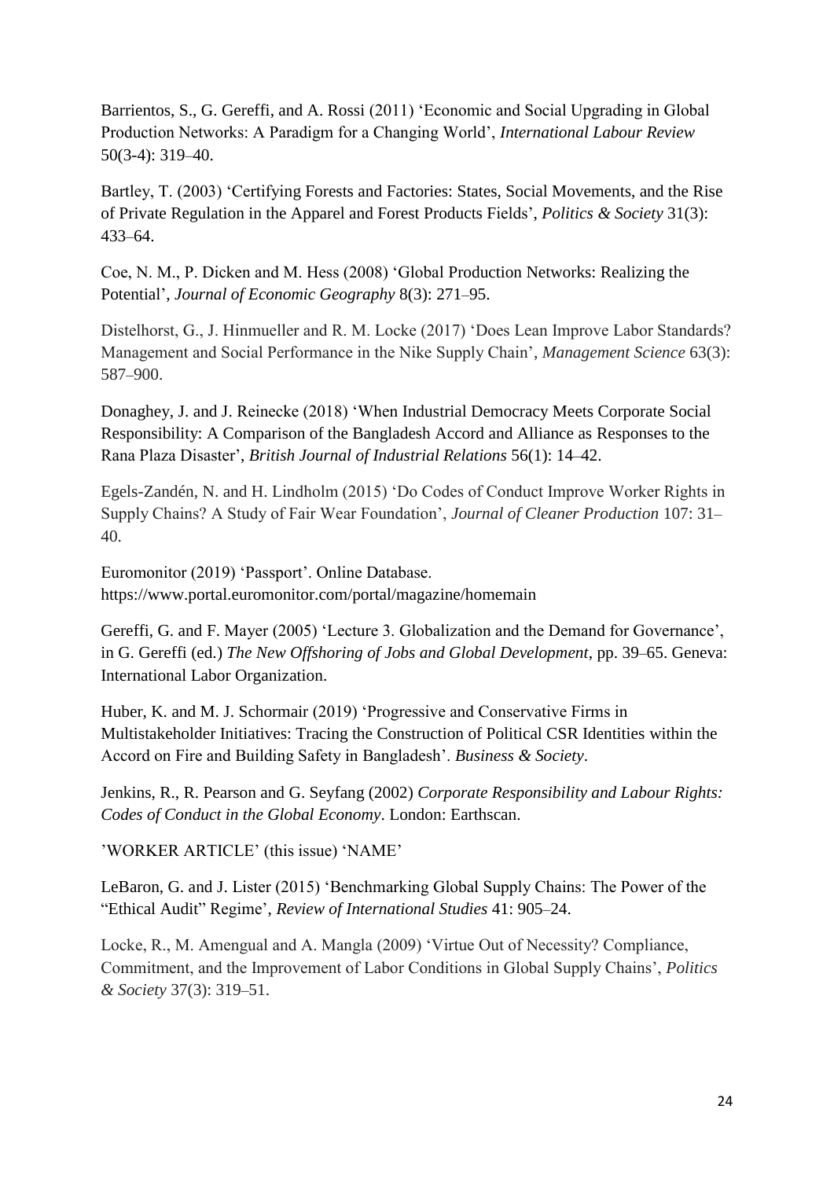Barrientos, S., G. Gereffi, and A. Rossi (2011) 'Economic and Social Upgrading in Global Production Networks: A Paradigm for a Changing World', *International Labour Review* 50(3-4): 319–40.

Bartley, T. (2003) 'Certifying Forests and Factories: States, Social Movements, and the Rise of Private Regulation in the Apparel and Forest Products Fields', *Politics & Society* 31(3): 433–64.

Coe, N. M., P. Dicken and M. Hess (2008) 'Global Production Networks: Realizing the Potential', *Journal of Economic Geography* 8(3): 271–95.

Distelhorst, G., J. Hinmueller and R. M. Locke (2017) 'Does Lean Improve Labor Standards? Management and Social Performance in the Nike Supply Chain', *Management Science* 63(3): 587–900.

Donaghey, J. and J. Reinecke (2018) 'When Industrial Democracy Meets Corporate Social Responsibility: A Comparison of the Bangladesh Accord and Alliance as Responses to the Rana Plaza Disaster', *British Journal of Industrial Relations* 56(1): 14–42.

Egels-Zandén, N. and H. Lindholm (2015) 'Do Codes of Conduct Improve Worker Rights in Supply Chains? A Study of Fair Wear Foundation', *Journal of Cleaner Production* 107: 31–40.

Euromonitor (2019) 'Passport'. Online Database. https://www.portal.euromonitor.com/portal/magazine/homemain

Gereffi, G. and F. Mayer (2005) 'Lecture 3. Globalization and the Demand for Governance', in G. Gereffi (ed.) *The New Offshoring of Jobs and Global Development*, pp. 39–65. Geneva: International Labor Organization.

Huber, K. and M. J. Schormair (2019) 'Progressive and Conservative Firms in Multistakeholder Initiatives: Tracing the Construction of Political CSR Identities within the Accord on Fire and Building Safety in Bangladesh'. *Business & Society*.

Jenkins, R., R. Pearson and G. Seyfang (2002) *Corporate Responsibility and Labour Rights: Codes of Conduct in the Global Economy*. London: Earthscan.

'WORKER ARTICLE' (this issue) 'NAME'

LeBaron, G. and J. Lister (2015) 'Benchmarking Global Supply Chains: The Power of the "Ethical Audit" Regime', *Review of International Studies* 41: 905–24.

Locke, R., M. Amengual and A. Mangla (2009) 'Virtue Out of Necessity? Compliance, Commitment, and the Improvement of Labor Conditions in Global Supply Chains', *Politics & Society* 37(3): 319–51.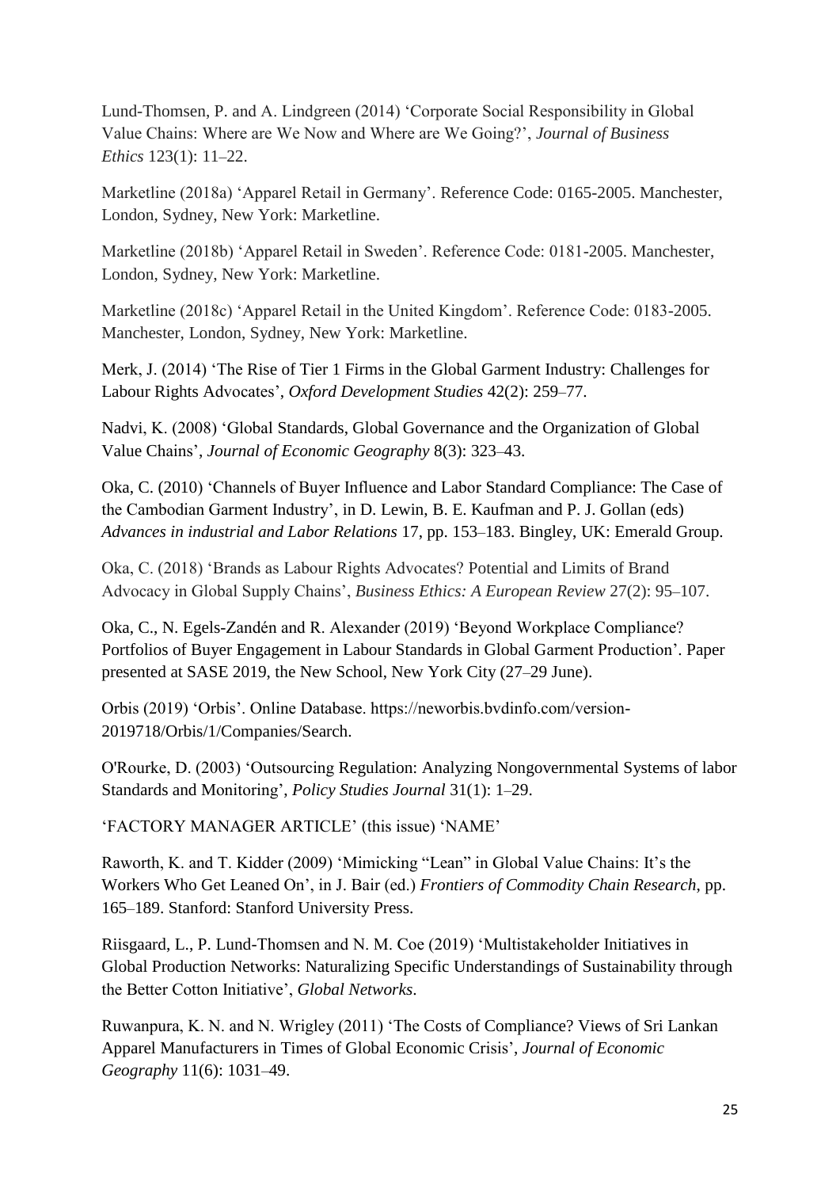Lund-Thomsen, P. and A. Lindgreen (2014) 'Corporate Social Responsibility in Global Value Chains: Where are We Now and Where are We Going?', *Journal of Business Ethics* 123(1): 11–22.

Marketline (2018a) 'Apparel Retail in Germany'. Reference Code: 0165-2005. Manchester, London, Sydney, New York: Marketline.

Marketline (2018b) 'Apparel Retail in Sweden'. Reference Code: 0181-2005. Manchester, London, Sydney, New York: Marketline.

Marketline (2018c) 'Apparel Retail in the United Kingdom'. Reference Code: 0183-2005. Manchester, London, Sydney, New York: Marketline.

Merk, J. (2014) 'The Rise of Tier 1 Firms in the Global Garment Industry: Challenges for Labour Rights Advocates', *Oxford Development Studies* 42(2): 259–77.

Nadvi, K. (2008) 'Global Standards, Global Governance and the Organization of Global Value Chains', *Journal of Economic Geography* 8(3): 323–43.

Oka, C. (2010) 'Channels of Buyer Influence and Labor Standard Compliance: The Case of the Cambodian Garment Industry', in D. Lewin, B. E. Kaufman and P. J. Gollan (eds) *Advances in industrial and Labor Relations* 17, pp. 153–183. Bingley, UK: Emerald Group.

Oka, C. (2018) 'Brands as Labour Rights Advocates? Potential and Limits of Brand Advocacy in Global Supply Chains', *Business Ethics: A European Review* 27(2): 95–107.

Oka, C., N. Egels-Zandén and R. Alexander (2019) 'Beyond Workplace Compliance? Portfolios of Buyer Engagement in Labour Standards in Global Garment Production'. Paper presented at SASE 2019, the New School, New York City (27–29 June).

Orbis (2019) 'Orbis'. Online Database. https://neworbis.bvdinfo.com/version-2019718/Orbis/1/Companies/Search.

O'Rourke, D. (2003) 'Outsourcing Regulation: Analyzing Nongovernmental Systems of labor Standards and Monitoring', *Policy Studies Journal* 31(1): 1–29.

'FACTORY MANAGER ARTICLE' (this issue) 'NAME'

Raworth, K. and T. Kidder (2009) 'Mimicking "Lean" in Global Value Chains: It's the Workers Who Get Leaned On', in J. Bair (ed.) *Frontiers of Commodity Chain Research*, pp. 165–189. Stanford: Stanford University Press.

Riisgaard, L., P. Lund-Thomsen and N. M. Coe (2019) 'Multistakeholder Initiatives in Global Production Networks: Naturalizing Specific Understandings of Sustainability through the Better Cotton Initiative', *Global Networks*.

Ruwanpura, K. N. and N. Wrigley (2011) 'The Costs of Compliance? Views of Sri Lankan Apparel Manufacturers in Times of Global Economic Crisis', *Journal of Economic Geography* 11(6): 1031–49.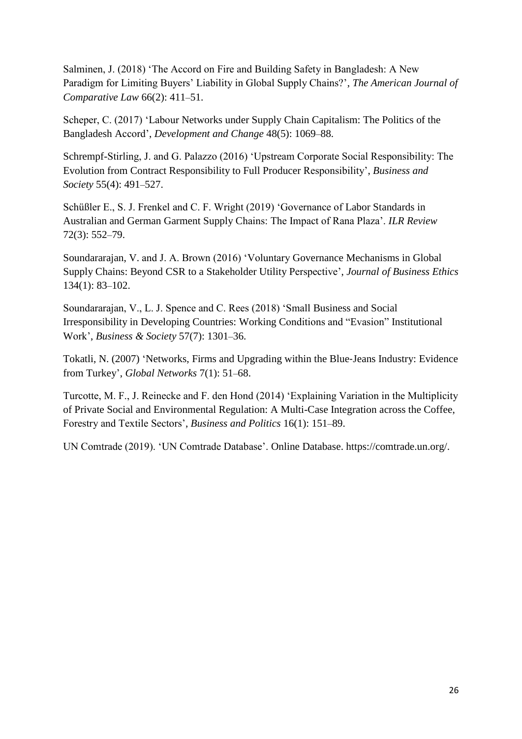Salminen, J. (2018) 'The Accord on Fire and Building Safety in Bangladesh: A New Paradigm for Limiting Buyers' Liability in Global Supply Chains?', *The American Journal of Comparative Law* 66(2): 411–51.

Scheper, C. (2017) 'Labour Networks under Supply Chain Capitalism: The Politics of the Bangladesh Accord', *Development and Change* 48(5): 1069–88.

Schrempf-Stirling, J. and G. Palazzo (2016) 'Upstream Corporate Social Responsibility: The Evolution from Contract Responsibility to Full Producer Responsibility', *Business and Society* 55(4): 491–527.

Schüßler E., S. J. Frenkel and C. F. Wright (2019) 'Governance of Labor Standards in Australian and German Garment Supply Chains: The Impact of Rana Plaza'. *ILR Review* 72(3): 552–79.

Soundararajan, V. and J. A. Brown (2016) 'Voluntary Governance Mechanisms in Global Supply Chains: Beyond CSR to a Stakeholder Utility Perspective', *Journal of Business Ethics* 134(1): 83–102.

Soundararajan, V., L. J. Spence and C. Rees (2018) 'Small Business and Social Irresponsibility in Developing Countries: Working Conditions and "Evasion" Institutional Work', *Business & Society* 57(7): 1301–36.

Tokatli, N. (2007) 'Networks, Firms and Upgrading within the Blue-Jeans Industry: Evidence from Turkey', *Global Networks* 7(1): 51–68.

Turcotte, M. F., J. Reinecke and F. den Hond (2014) 'Explaining Variation in the Multiplicity of Private Social and Environmental Regulation: A Multi-Case Integration across the Coffee, Forestry and Textile Sectors', *Business and Politics* 16(1): 151–89.

UN Comtrade (2019). 'UN Comtrade Database'. Online Database. https://comtrade.un.org/.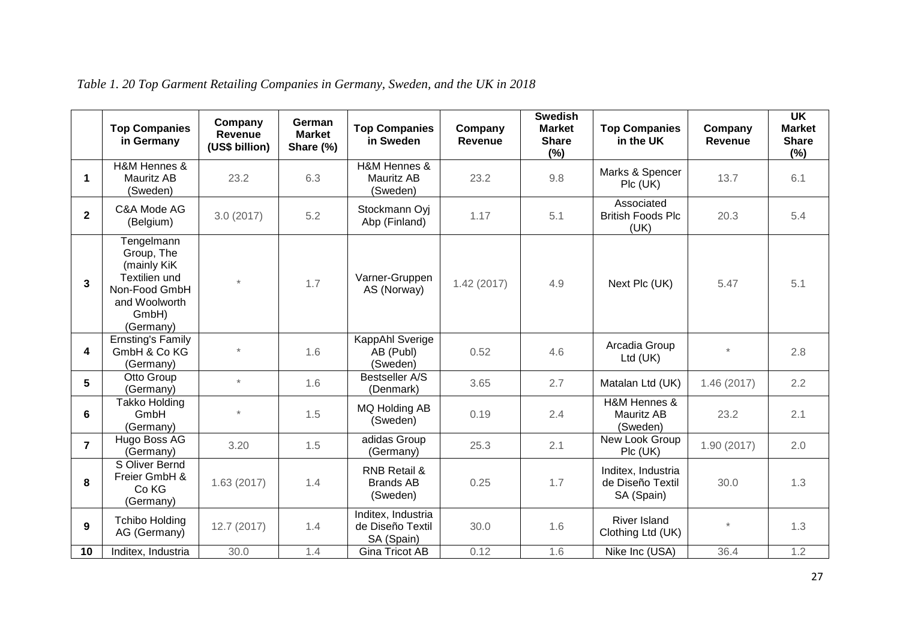*Table 1. 20 Top Garment Retailing Companies in Germany, Sweden, and the UK in 2018*

| | Top Companies in Germany | Company Revenue (US$ billion) | German Market Share (%) | Top Companies in Sweden | Company Revenue | Swedish Market Share (%) | Top Companies in the UK | Company Revenue | UK Market Share (%) |
|---|---|---|---|---|---|---|---|---|---|
| **1** | H&M Hennes & Mauritz AB (Sweden) | 23.2 | 6.3 | H&M Hennes & Mauritz AB (Sweden) | 23.2 | 9.8 | Marks & Spencer Plc (UK) | 13.7 | 6.1 |
| **2** | C&A Mode AG (Belgium) | 3.0 (2017) | 5.2 | Stockmann Oyj Abp (Finland) | 1.17 | 5.1 | Associated British Foods Plc (UK) | 20.3 | 5.4 |
| **3** | Tengelmann Group, The (mainly KiK Textilien und Non-Food GmbH and Woolworth GmbH) (Germany) | * | 1.7 | Varner-Gruppen AS (Norway) | 1.42 (2017) | 4.9 | Next Plc (UK) | 5.47 | 5.1 |
| **4** | Ernsting's Family GmbH & Co KG (Germany) | * | 1.6 | KappAhl Sverige AB (Publ) (Sweden) | 0.52 | 4.6 | Arcadia Group Ltd (UK) | * | 2.8 |
| **5** | Otto Group (Germany) | * | 1.6 | Bestseller A/S (Denmark) | 3.65 | 2.7 | Matalan Ltd (UK) | 1.46 (2017) | 2.2 |
| **6** | Takko Holding GmbH (Germany) | * | 1.5 | MQ Holding AB (Sweden) | 0.19 | 2.4 | H&M Hennes & Mauritz AB (Sweden) | 23.2 | 2.1 |
| **7** | Hugo Boss AG (Germany) | 3.20 | 1.5 | adidas Group (Germany) | 25.3 | 2.1 | New Look Group Plc (UK) | 1.90 (2017) | 2.0 |
| **8** | S Oliver Bernd Freier GmbH & Co KG (Germany) | 1.63 (2017) | 1.4 | RNB Retail & Brands AB (Sweden) | 0.25 | 1.7 | Inditex, Industria de Diseño Textil SA (Spain) | 30.0 | 1.3 |
| **9** | Tchibo Holding AG (Germany) | 12.7 (2017) | 1.4 | Inditex, Industria de Diseño Textil SA (Spain) | 30.0 | 1.6 | River Island Clothing Ltd (UK) | * | 1.3 |
| **10** | Inditex, Industria | 30.0 | 1.4 | Gina Tricot AB | 0.12 | 1.6 | Nike Inc (USA) | 36.4 | 1.2 |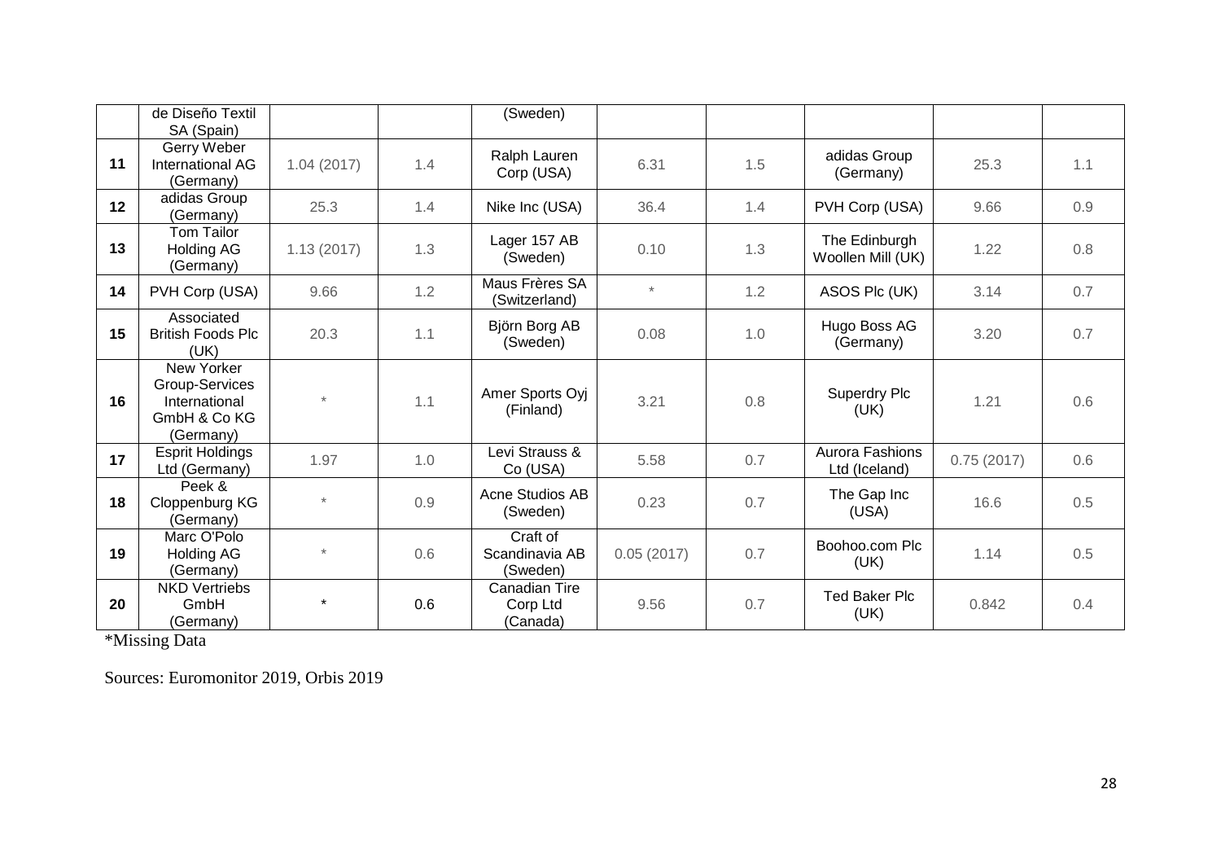| | | | | | | | | | |
|---|---|---|---|---|---|---|---|---|---|
| | de Diseño Textil SA (Spain) | | | (Sweden) | | | | | |
| 11 | Gerry Weber International AG (Germany) | 1.04 (2017) | 1.4 | Ralph Lauren Corp (USA) | 6.31 | 1.5 | adidas Group (Germany) | 25.3 | 1.1 |
| 12 | adidas Group (Germany) | 25.3 | 1.4 | Nike Inc (USA) | 36.4 | 1.4 | PVH Corp (USA) | 9.66 | 0.9 |
| 13 | Tom Tailor Holding AG (Germany) | 1.13 (2017) | 1.3 | Lager 157 AB (Sweden) | 0.10 | 1.3 | The Edinburgh Woollen Mill (UK) | 1.22 | 0.8 |
| 14 | PVH Corp (USA) | 9.66 | 1.2 | Maus Frères SA (Switzerland) | * | 1.2 | ASOS Plc (UK) | 3.14 | 0.7 |
| 15 | Associated British Foods Plc (UK) | 20.3 | 1.1 | Björn Borg AB (Sweden) | 0.08 | 1.0 | Hugo Boss AG (Germany) | 3.20 | 0.7 |
| 16 | New Yorker Group-Services International GmbH & Co KG (Germany) | * | 1.1 | Amer Sports Oyj (Finland) | 3.21 | 0.8 | Superdry Plc (UK) | 1.21 | 0.6 |
| 17 | Esprit Holdings Ltd (Germany) | 1.97 | 1.0 | Levi Strauss & Co (USA) | 5.58 | 0.7 | Aurora Fashions Ltd (Iceland) | 0.75 (2017) | 0.6 |
| 18 | Peek & Cloppenburg KG (Germany) | * | 0.9 | Acne Studios AB (Sweden) | 0.23 | 0.7 | The Gap Inc (USA) | 16.6 | 0.5 |
| 19 | Marc O'Polo Holding AG (Germany) | * | 0.6 | Craft of Scandinavia AB (Sweden) | 0.05 (2017) | 0.7 | Boohoo.com Plc (UK) | 1.14 | 0.5 |
| 20 | NKD Vertriebs GmbH (Germany) | * | 0.6 | Canadian Tire Corp Ltd (Canada) | 9.56 | 0.7 | Ted Baker Plc (UK) | 0.842 | 0.4 |

*Missing Data

Sources: Euromonitor 2019, Orbis 2019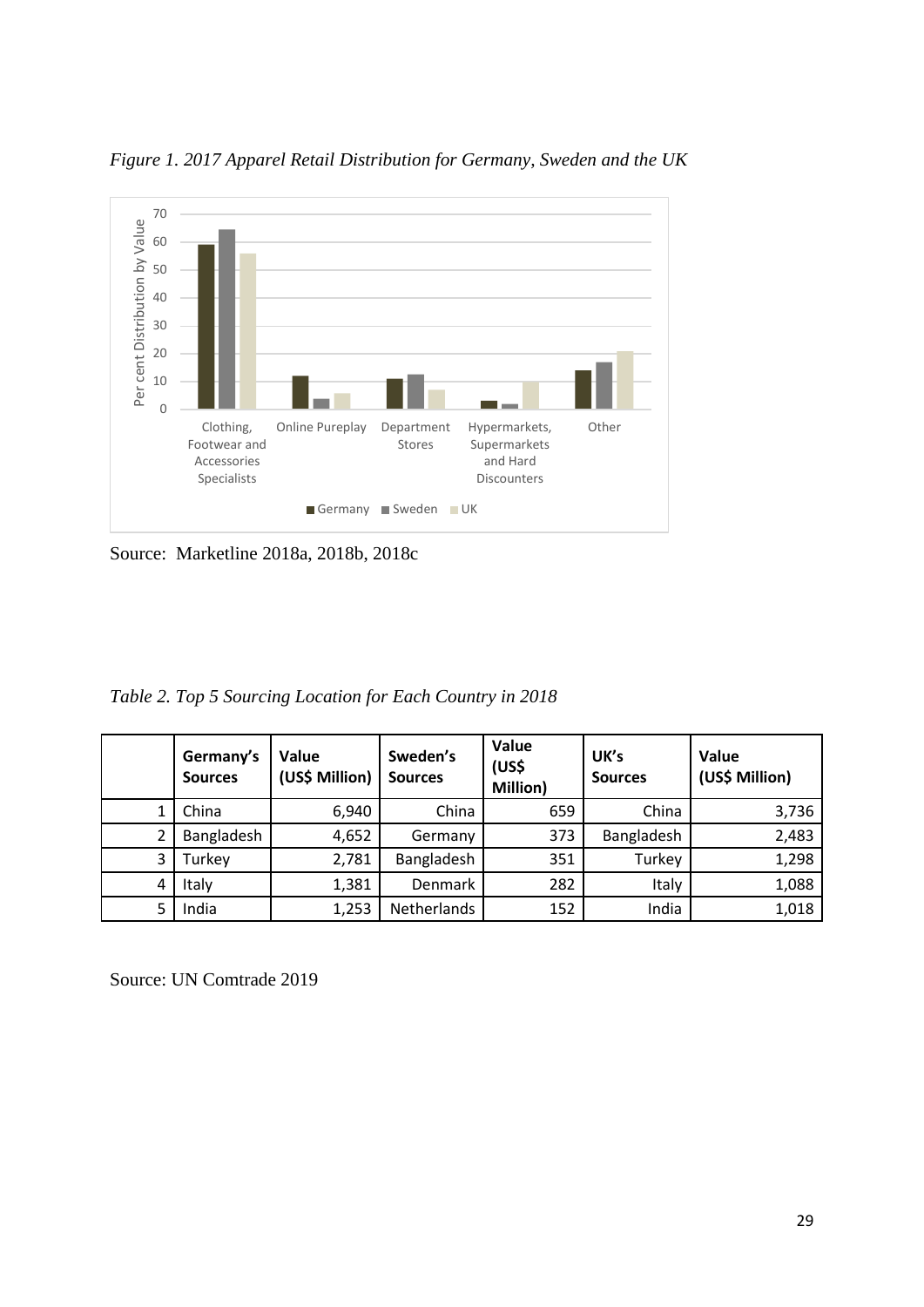*Figure 1. 2017 Apparel Retail Distribution for Germany, Sweden and the UK*

Source: Marketline 2018a, 2018b, 2018c

*Table 2. Top 5 Sourcing Location for Each Country in 2018*

| | Germany's Sources | Value (US$ Million) | Sweden's Sources | Value (US$ Million) | UK's Sources | Value (US$ Million) |
|---|---|---|---|---|---|---|
| 1 | China | 6,940 | China | 659 | China | 3,736 |
| 2 | Bangladesh | 4,652 | Germany | 373 | Bangladesh | 2,483 |
| 3 | Turkey | 2,781 | Bangladesh | 351 | Turkey | 1,298 |
| 4 | Italy | 1,381 | Denmark | 282 | Italy | 1,088 |
| 5 | India | 1,253 | Netherlands | 152 | India | 1,018 |

Source: UN Comtrade 2019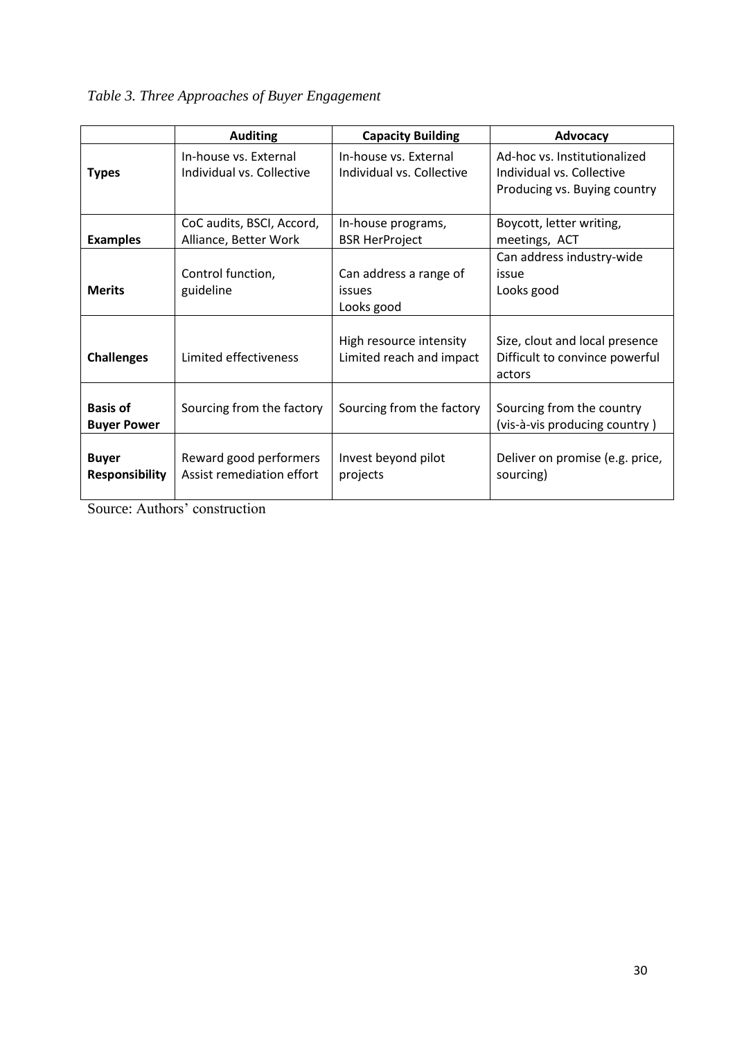*Table 3. Three Approaches of Buyer Engagement*

| | Auditing | Capacity Building | Advocacy |
|---|---|---|---|
| **Types** | In-house vs. External<br>Individual vs. Collective | In-house vs. External<br>Individual vs. Collective | Ad-hoc vs. Institutionalized<br>Individual vs. Collective<br>Producing vs. Buying country |
| **Examples** | CoC audits, BSCI, Accord, Alliance, Better Work | In-house programs, BSR HerProject | Boycott, letter writing, meetings, ACT |
| **Merits** | Control function, guideline | Can address a range of issues<br>Looks good | Can address industry-wide issue<br>Looks good |
| **Challenges** | Limited effectiveness | High resource intensity<br>Limited reach and impact | Size, clout and local presence<br>Difficult to convince powerful actors |
| **Basis of Buyer Power** | Sourcing from the factory | Sourcing from the factory | Sourcing from the country (vis-à-vis producing country ) |
| **Buyer Responsibility** | Reward good performers<br>Assist remediation effort | Invest beyond pilot projects | Deliver on promise (e.g. price, sourcing) |

Source: Authors' construction